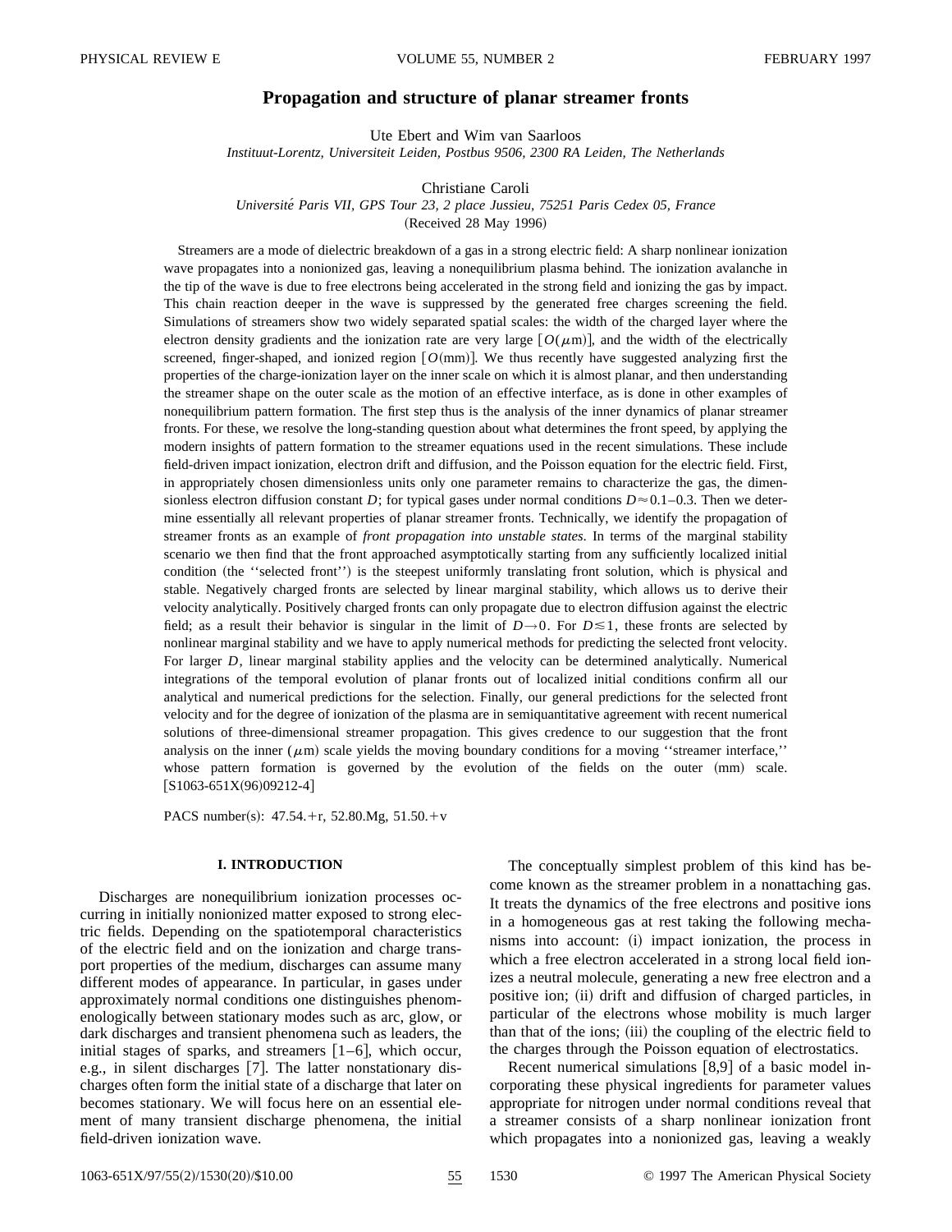# Propagation and structure of planar streamer fronts

Ute Ebert and Wim van Saarloos

*Instituut-Lorentz, Universiteit Leiden, Postbus 9506, 2300 RA Leiden, The Netherlands*

Christiane Caroli

*Université Paris VII, GPS Tour 23, 2 place Jussieu, 75251 Paris Cedex 05, France*

(Received 28 May 1996)

Streamers are a mode of dielectric breakdown of a gas in a strong electric field: A sharp nonlinear ionization wave propagates into a nonionized gas, leaving a nonequilibrium plasma behind. The ionization avalanche in the tip of the wave is due to free electrons being accelerated in the strong field and ionizing the gas by impact. This chain reaction deeper in the wave is suppressed by the generated free charges screening the field. Simulations of streamers show two widely separated spatial scales: the width of the charged layer where the electron density gradients and the ionization rate are very large [$O(\mu\text{m})$], and the width of the electrically screened, finger-shaped, and ionized region [$O(\text{mm})$]. We thus recently have suggested analyzing first the properties of the charge-ionization layer on the inner scale on which it is almost planar, and then understanding the streamer shape on the outer scale as the motion of an effective interface, as is done in other examples of nonequilibrium pattern formation. The first step thus is the analysis of the inner dynamics of planar streamer fronts. For these, we resolve the long-standing question about what determines the front speed, by applying the modern insights of pattern formation to the streamer equations used in the recent simulations. These include field-driven impact ionization, electron drift and diffusion, and the Poisson equation for the electric field. First, in appropriately chosen dimensionless units only one parameter remains to characterize the gas, the dimensionless electron diffusion constant $D$; for typical gases under normal conditions $D\approx 0.1$–$0.3$. Then we determine essentially all relevant properties of planar streamer fronts. Technically, we identify the propagation of streamer fronts as an example of *front propagation into unstable states*. In terms of the marginal stability scenario we then find that the front approached asymptotically starting from any sufficiently localized initial condition (the "selected front") is the steepest uniformly translating front solution, which is physical and stable. Negatively charged fronts are selected by linear marginal stability, which allows us to derive their velocity analytically. Positively charged fronts can only propagate due to electron diffusion against the electric field; as a result their behavior is singular in the limit of $D\to 0$. For $D\lesssim 1$, these fronts are selected by nonlinear marginal stability and we have to apply numerical methods for predicting the selected front velocity. For larger $D$, linear marginal stability applies and the velocity can be determined analytically. Numerical integrations of the temporal evolution of planar fronts out of localized initial conditions confirm all our analytical and numerical predictions for the selection. Finally, our general predictions for the selected front velocity and for the degree of ionization of the plasma are in semiquantitative agreement with recent numerical solutions of three-dimensional streamer propagation. This gives credence to our suggestion that the front analysis on the inner ($\mu$m) scale yields the moving boundary conditions for a moving "streamer interface," whose pattern formation is governed by the evolution of the fields on the outer (mm) scale. [S1063-651X(96)09212-4]

PACS number(s): 47.54.+r, 52.80.Mg, 51.50.+v

## I. INTRODUCTION

Discharges are nonequilibrium ionization processes occurring in initially nonionized matter exposed to strong electric fields. Depending on the spatiotemporal characteristics of the electric field and on the ionization and charge transport properties of the medium, discharges can assume many different modes of appearance. In particular, in gases under approximately normal conditions one distinguishes phenomenologically between stationary modes such as arc, glow, or dark discharges and transient phenomena such as leaders, the initial stages of sparks, and streamers [1–6], which occur, e.g., in silent discharges [7]. The latter nonstationary discharges often form the initial state of a discharge that later on becomes stationary. We will focus here on an essential element of many transient discharge phenomena, the initial field-driven ionization wave.

The conceptually simplest problem of this kind has become known as the streamer problem in a nonattaching gas. It treats the dynamics of the free electrons and positive ions in a homogeneous gas at rest taking the following mechanisms into account: (i) impact ionization, the process in which a free electron accelerated in a strong local field ionizes a neutral molecule, generating a new free electron and a positive ion; (ii) drift and diffusion of charged particles, in particular of the electrons whose mobility is much larger than that of the ions; (iii) the coupling of the electric field to the charges through the Poisson equation of electrostatics.

Recent numerical simulations [8,9] of a basic model incorporating these physical ingredients for parameter values appropriate for nitrogen under normal conditions reveal that a streamer consists of a sharp nonlinear ionization front which propagates into a nonionized gas, leaving a weakly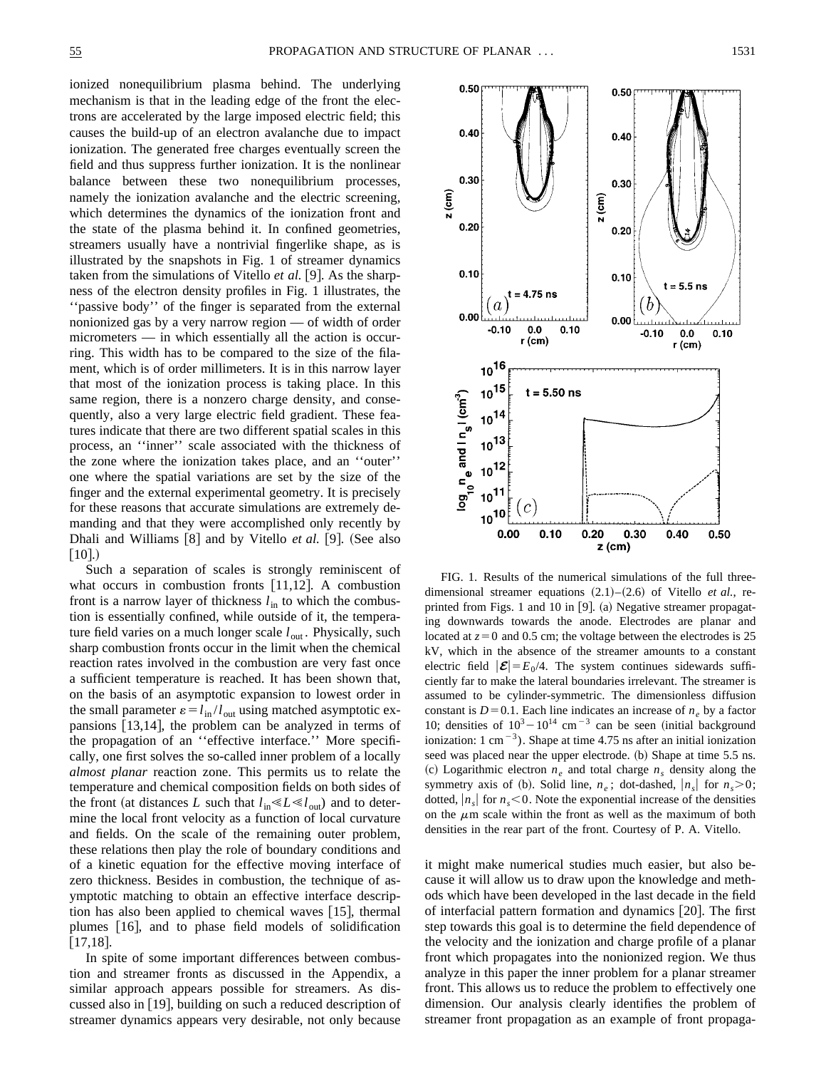ionized nonequilibrium plasma behind. The underlying mechanism is that in the leading edge of the front the electrons are accelerated by the large imposed electric field; this causes the build-up of an electron avalanche due to impact ionization. The generated free charges eventually screen the field and thus suppress further ionization. It is the nonlinear balance between these two nonequilibrium processes, namely the ionization avalanche and the electric screening, which determines the dynamics of the ionization front and the state of the plasma behind it. In confined geometries, streamers usually have a nontrivial fingerlike shape, as is illustrated by the snapshots in Fig. 1 of streamer dynamics taken from the simulations of Vitello *et al.* [9]. As the sharpness of the electron density profiles in Fig. 1 illustrates, the ''passive body'' of the finger is separated from the external nonionized gas by a very narrow region — of width of order micrometers — in which essentially all the action is occurring. This width has to be compared to the size of the filament, which is of order millimeters. It is in this narrow layer that most of the ionization process is taking place. In this same region, there is a nonzero charge density, and consequently, also a very large electric field gradient. These features indicate that there are two different spatial scales in this process, an ''inner'' scale associated with the thickness of the zone where the ionization takes place, and an ''outer'' one where the spatial variations are set by the size of the finger and the external experimental geometry. It is precisely for these reasons that accurate simulations are extremely demanding and that they were accomplished only recently by Dhali and Williams [8] and by Vitello *et al.* [9]. (See also [10].)

Such a separation of scales is strongly reminiscent of what occurs in combustion fronts [11,12]. A combustion front is a narrow layer of thickness $l_{\rm in}$ to which the combustion is essentially confined, while outside of it, the temperature field varies on a much longer scale $l_{\rm out}$. Physically, such sharp combustion fronts occur in the limit when the chemical reaction rates involved in the combustion are very fast once a sufficient temperature is reached. It has been shown that, on the basis of an asymptotic expansion to lowest order in the small parameter $\varepsilon = l_{\rm in}/l_{\rm out}$ using matched asymptotic expansions [13,14], the problem can be analyzed in terms of the propagation of an ''effective interface.'' More specifically, one first solves the so-called inner problem of a locally *almost planar* reaction zone. This permits us to relate the temperature and chemical composition fields on both sides of the front (at distances $L$ such that $l_{\rm in} \ll L \ll l_{\rm out}$) and to determine the local front velocity as a function of local curvature and fields. On the scale of the remaining outer problem, these relations then play the role of boundary conditions and of a kinetic equation for the effective moving interface of zero thickness. Besides in combustion, the technique of asymptotic matching to obtain an effective interface description has also been applied to chemical waves [15], thermal plumes [16], and to phase field models of solidification [17,18].

In spite of some important differences between combustion and streamer fronts as discussed in the Appendix, a similar approach appears possible for streamers. As discussed also in [19], building on such a reduced description of streamer dynamics appears very desirable, not only because it might make numerical studies much easier, but also because it will allow us to draw upon the knowledge and methods which have been developed in the last decade in the field of interfacial pattern formation and dynamics [20]. The first step towards this goal is to determine the field dependence of the velocity and the ionization and charge profile of a planar front which propagates into the nonionized region. We thus analyze in this paper the inner problem for a planar streamer front. This allows us to reduce the problem to effectively one dimension. Our analysis clearly identifies the problem of streamer front propagation as an example of front propaga-

FIG. 1. Results of the numerical simulations of the full three-dimensional streamer equations (2.1)–(2.6) of Vitello *et al.*, reprinted from Figs. 1 and 10 in [9]. (a) Negative streamer propagating downwards towards the anode. Electrodes are planar and located at $z=0$ and 0.5 cm; the voltage between the electrodes is 25 kV, which in the absence of the streamer amounts to a constant electric field $|\mathcal{E}| = E_0/4$. The system continues sidewards sufficiently far to make the lateral boundaries irrelevant. The streamer is assumed to be cylinder-symmetric. The dimensionless diffusion constant is $D=0.1$. Each line indicates an increase of $n_e$ by a factor 10; densities of $10^3-10^{14}$ cm$^{-3}$ can be seen (initial background ionization: 1 cm$^{-3}$). Shape at time 4.75 ns after an initial ionization seed was placed near the upper electrode. (b) Shape at time 5.5 ns. (c) Logarithmic electron $n_e$ and total charge $n_s$ density along the symmetry axis of (b). Solid line, $n_e$; dot-dashed, $|n_s|$ for $n_s > 0$; dotted, $|n_s|$ for $n_s < 0$. Note the exponential increase of the densities on the $\mu$m scale within the front as well as the maximum of both densities in the rear part of the front. Courtesy of P. A. Vitello.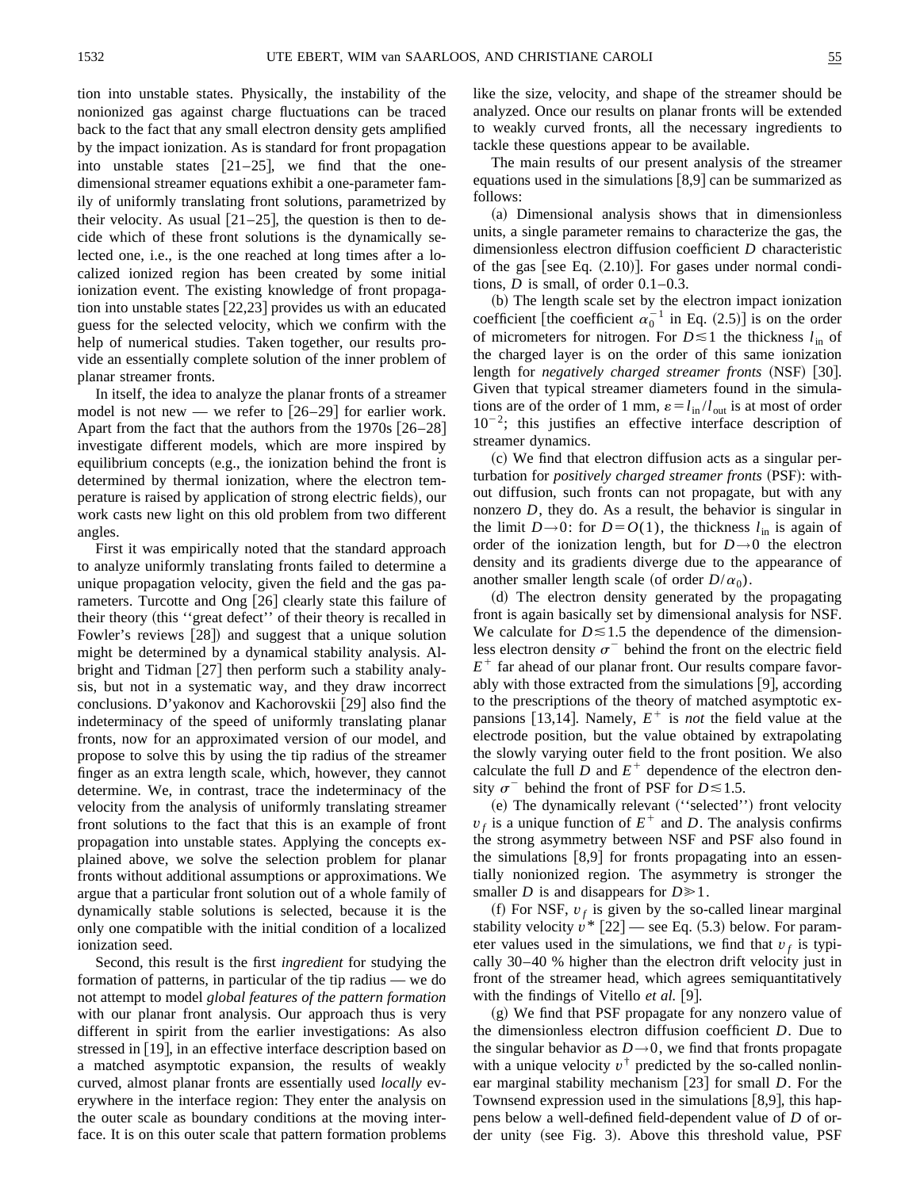tion into unstable states. Physically, the instability of the nonionized gas against charge fluctuations can be traced back to the fact that any small electron density gets amplified by the impact ionization. As is standard for front propagation into unstable states [21–25], we find that the one-dimensional streamer equations exhibit a one-parameter family of uniformly translating front solutions, parametrized by their velocity. As usual [21–25], the question is then to decide which of these front solutions is the dynamically selected one, i.e., is the one reached at long times after a localized ionized region has been created by some initial ionization event. The existing knowledge of front propagation into unstable states [22,23] provides us with an educated guess for the selected velocity, which we confirm with the help of numerical studies. Taken together, our results provide an essentially complete solution of the inner problem of planar streamer fronts.

In itself, the idea to analyze the planar fronts of a streamer model is not new — we refer to [26–29] for earlier work. Apart from the fact that the authors from the 1970s [26–28] investigate different models, which are more inspired by equilibrium concepts (e.g., the ionization behind the front is determined by thermal ionization, where the electron temperature is raised by application of strong electric fields), our work casts new light on this old problem from two different angles.

First it was empirically noted that the standard approach to analyze uniformly translating fronts failed to determine a unique propagation velocity, given the field and the gas parameters. Turcotte and Ong [26] clearly state this failure of their theory (this ''great defect'' of their theory is recalled in Fowler's reviews [28]) and suggest that a unique solution might be determined by a dynamical stability analysis. Albright and Tidman [27] then perform such a stability analysis, but not in a systematic way, and they draw incorrect conclusions. D'yakonov and Kachorovskii [29] also find the indeterminacy of the speed of uniformly translating planar fronts, now for an approximated version of our model, and propose to solve this by using the tip radius of the streamer finger as an extra length scale, which, however, they cannot determine. We, in contrast, trace the indeterminacy of the velocity from the analysis of uniformly translating streamer front solutions to the fact that this is an example of front propagation into unstable states. Applying the concepts explained above, we solve the selection problem for planar fronts without additional assumptions or approximations. We argue that a particular front solution out of a whole family of dynamically stable solutions is selected, because it is the only one compatible with the initial condition of a localized ionization seed.

Second, this result is the first *ingredient* for studying the formation of patterns, in particular of the tip radius — we do not attempt to model *global features of the pattern formation* with our planar front analysis. Our approach thus is very different in spirit from the earlier investigations: As also stressed in [19], in an effective interface description based on a matched asymptotic expansion, the results of weakly curved, almost planar fronts are essentially used *locally* everywhere in the interface region: They enter the analysis on the outer scale as boundary conditions at the moving interface. It is on this outer scale that pattern formation problems like the size, velocity, and shape of the streamer should be analyzed. Once our results on planar fronts will be extended to weakly curved fronts, all the necessary ingredients to tackle these questions appear to be available.

The main results of our present analysis of the streamer equations used in the simulations [8,9] can be summarized as follows:

(a) Dimensional analysis shows that in dimensionless units, a single parameter remains to characterize the gas, the dimensionless electron diffusion coefficient $D$ characteristic of the gas [see Eq. (2.10)]. For gases under normal conditions, $D$ is small, of order 0.1–0.3.

(b) The length scale set by the electron impact ionization coefficient [the coefficient $\alpha_0^{-1}$ in Eq. (2.5)] is on the order of micrometers for nitrogen. For $D \lesssim 1$ the thickness $l_{\rm in}$ of the charged layer is on the order of this same ionization length for *negatively charged streamer fronts* (NSF) [30]. Given that typical streamer diameters found in the simulations are of the order of 1 mm, $\varepsilon = l_{\rm in}/l_{\rm out}$ is at most of order $10^{-2}$; this justifies an effective interface description of streamer dynamics.

(c) We find that electron diffusion acts as a singular perturbation for *positively charged streamer fronts* (PSF): without diffusion, such fronts can not propagate, but with any nonzero $D$, they do. As a result, the behavior is singular in the limit $D \to 0$: for $D = O(1)$, the thickness $l_{\rm in}$ is again of order of the ionization length, but for $D \to 0$ the electron density and its gradients diverge due to the appearance of another smaller length scale (of order $D/\alpha_0$).

(d) The electron density generated by the propagating front is again basically set by dimensional analysis for NSF. We calculate for $D \lesssim 1.5$ the dependence of the dimensionless electron density $\sigma^-$ behind the front on the electric field $E^+$ far ahead of our planar front. Our results compare favorably with those extracted from the simulations [9], according to the prescriptions of the theory of matched asymptotic expansions [13,14]. Namely, $E^+$ is *not* the field value at the electrode position, but the value obtained by extrapolating the slowly varying outer field to the front position. We also calculate the full $D$ and $E^+$ dependence of the electron density $\sigma^-$ behind the front of PSF for $D \lesssim 1.5$.

(e) The dynamically relevant (''selected'') front velocity $v_f$ is a unique function of $E^+$ and $D$. The analysis confirms the strong asymmetry between NSF and PSF also found in the simulations [8,9] for fronts propagating into an essentially nonionized region. The asymmetry is stronger the smaller $D$ is and disappears for $D \gg 1$.

(f) For NSF, $v_f$ is given by the so-called linear marginal stability velocity $v^*$ [22] — see Eq. (5.3) below. For parameter values used in the simulations, we find that $v_f$ is typically 30–40 % higher than the electron drift velocity just in front of the streamer head, which agrees semiquantitatively with the findings of Vitello *et al.* [9].

(g) We find that PSF propagate for any nonzero value of the dimensionless electron diffusion coefficient $D$. Due to the singular behavior as $D \to 0$, we find that fronts propagate with a unique velocity $v^\dagger$ predicted by the so-called nonlinear marginal stability mechanism [23] for small $D$. For the Townsend expression used in the simulations [8,9], this happens below a well-defined field-dependent value of $D$ of order unity (see Fig. 3). Above this threshold value, PSF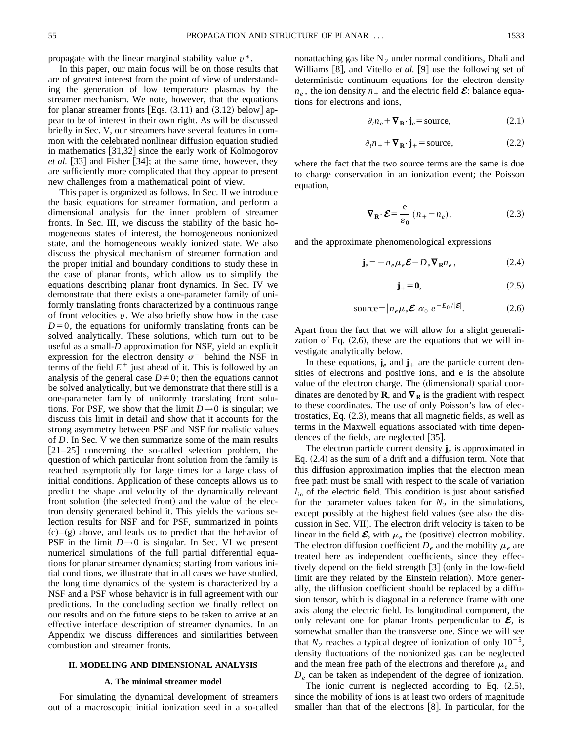propagate with the linear marginal stability value $v^*$.

In this paper, our main focus will be on those results that are of greatest interest from the point of view of understanding the generation of low temperature plasmas by the streamer mechanism. We note, however, that the equations for planar streamer fronts [Eqs. (3.11) and (3.12) below] appear to be of interest in their own right. As will be discussed briefly in Sec. V, our streamers have several features in common with the celebrated nonlinear diffusion equation studied in mathematics [31,32] since the early work of Kolmogorov *et al.* [33] and Fisher [34]; at the same time, however, they are sufficiently more complicated that they appear to present new challenges from a mathematical point of view.

This paper is organized as follows. In Sec. II we introduce the basic equations for streamer formation, and perform a dimensional analysis for the inner problem of streamer fronts. In Sec. III, we discuss the stability of the basic homogeneous states of interest, the homogeneous nonionized state, and the homogeneous weakly ionized state. We also discuss the physical mechanism of streamer formation and the proper initial and boundary conditions to study these in the case of planar fronts, which allow us to simplify the equations describing planar front dynamics. In Sec. IV we demonstrate that there exists a one-parameter family of uniformly translating fronts characterized by a continuous range of front velocities $v$. We also briefly show how in the case $D=0$, the equations for uniformly translating fronts can be solved analytically. These solutions, which turn out to be useful as a small-$D$ approximation for NSF, yield an explicit expression for the electron density $\sigma^-$ behind the NSF in terms of the field $E^+$ just ahead of it. This is followed by an analysis of the general case $D\neq 0$; then the equations cannot be solved analytically, but we demonstrate that there still is a one-parameter family of uniformly translating front solutions. For PSF, we show that the limit $D\to 0$ is singular; we discuss this limit in detail and show that it accounts for the strong asymmetry between PSF and NSF for realistic values of $D$. In Sec. V we then summarize some of the main results [21–25] concerning the so-called selection problem, the question of which particular front solution from the family is reached asymptotically for large times for a large class of initial conditions. Application of these concepts allows us to predict the shape and velocity of the dynamically relevant front solution (the selected front) and the value of the electron density generated behind it. This yields the various selection results for NSF and for PSF, summarized in points (c)–(g) above, and leads us to predict that the behavior of PSF in the limit $D\to 0$ is singular. In Sec. VI we present numerical simulations of the full partial differential equations for planar streamer dynamics; starting from various initial conditions, we illustrate that in all cases we have studied, the long time dynamics of the system is characterized by a NSF and a PSF whose behavior is in full agreement with our predictions. In the concluding section we finally reflect on our results and on the future steps to be taken to arrive at an effective interface description of streamer dynamics. In an Appendix we discuss differences and similarities between combustion and streamer fronts.

## II. MODELING AND DIMENSIONAL ANALYSIS

### A. The minimal streamer model

For simulating the dynamical development of streamers out of a macroscopic initial ionization seed in a so-called nonattaching gas like $N_2$ under normal conditions, Dhali and Williams [8], and Vitello *et al.* [9] use the following set of deterministic continuum equations for the electron density $n_e$, the ion density $n_+$ and the electric field $\boldsymbol{\mathcal{E}}$: balance equations for electrons and ions,

$$\partial_t n_e + \nabla_{\mathbf{R}}\cdot \mathbf{j}_e = \text{source}, \tag{2.1}$$

$$\partial_t n_+ + \nabla_{\mathbf{R}}\cdot \mathbf{j}_+ = \text{source}, \tag{2.2}$$

where the fact that the two source terms are the same is due to charge conservation in an ionization event; the Poisson equation,

$$\nabla_{\mathbf{R}}\cdot \boldsymbol{\mathcal{E}} = \frac{\mathrm{e}}{\varepsilon_0}\,(n_+ - n_e), \tag{2.3}$$

and the approximate phenomenological expressions

$$\mathbf{j}_e = -n_e\mu_e\boldsymbol{\mathcal{E}} - D_e\nabla_{\mathbf{R}} n_e, \tag{2.4}$$

$$\mathbf{j}_+ = \mathbf{0}, \tag{2.5}$$

$$\text{source} = |n_e\mu_e\boldsymbol{\mathcal{E}}|\,\alpha_0\, e^{-E_0/|\boldsymbol{\mathcal{E}}|}. \tag{2.6}$$

Apart from the fact that we will allow for a slight generalization of Eq. (2.6), these are the equations that we will investigate analytically below.

In these equations, $\mathbf{j}_e$ and $\mathbf{j}_+$ are the particle current densities of electrons and positive ions, and e is the absolute value of the electron charge. The (dimensional) spatial coordinates are denoted by $\mathbf{R}$, and $\nabla_{\mathbf{R}}$ is the gradient with respect to these coordinates. The use of only Poisson's law of electrostatics, Eq. (2.3), means that all magnetic fields, as well as terms in the Maxwell equations associated with time dependences of the fields, are neglected [35].

The electron particle current density $\mathbf{j}_e$ is approximated in Eq. (2.4) as the sum of a drift and a diffusion term. Note that this diffusion approximation implies that the electron mean free path must be small with respect to the scale of variation $l_{\text{in}}$ of the electric field. This condition is just about satisfied for the parameter values taken for $N_2$ in the simulations, except possibly at the highest field values (see also the discussion in Sec. VII). The electron drift velocity is taken to be linear in the field $\boldsymbol{\mathcal{E}}$, with $\mu_e$ the (positive) electron mobility. The electron diffusion coefficient $D_e$ and the mobility $\mu_e$ are treated here as independent coefficients, since they effectively depend on the field strength [3] (only in the low-field limit are they related by the Einstein relation). More generally, the diffusion coefficient should be replaced by a diffusion tensor, which is diagonal in a reference frame with one axis along the electric field. Its longitudinal component, the only relevant one for planar fronts perpendicular to $\boldsymbol{\mathcal{E}}$, is somewhat smaller than the transverse one. Since we will see that $N_2$ reaches a typical degree of ionization of only $10^{-5}$, density fluctuations of the nonionized gas can be neglected and the mean free path of the electrons and therefore $\mu_e$ and $D_e$ can be taken as independent of the degree of ionization.

The ionic current is neglected according to Eq. (2.5), since the mobility of ions is at least two orders of magnitude smaller than that of the electrons [8]. In particular, for the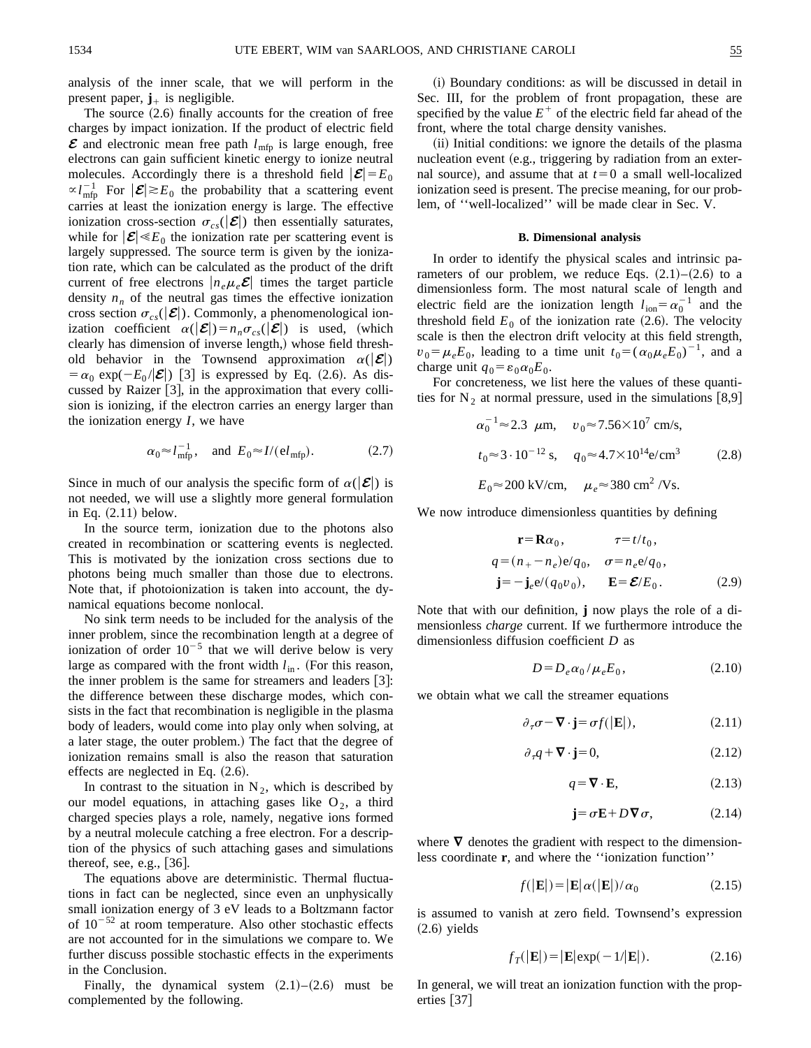analysis of the inner scale, that we will perform in the present paper, $\mathbf{j}_+$ is negligible.

The source (2.6) finally accounts for the creation of free charges by impact ionization. If the product of electric field $\boldsymbol{\mathcal{E}}$ and electronic mean free path $l_{\rm mfp}$ is large enough, free electrons can gain sufficient kinetic energy to ionize neutral molecules. Accordingly there is a threshold field $|\boldsymbol{\mathcal{E}}|=E_0 \propto l_{\rm mfp}^{-1}$ For $|\boldsymbol{\mathcal{E}}|\gtrsim E_0$ the probability that a scattering event carries at least the ionization energy is large. The effective ionization cross-section $\sigma_{cs}(|\boldsymbol{\mathcal{E}}|)$ then essentially saturates, while for $|\boldsymbol{\mathcal{E}}|\ll E_0$ the ionization rate per scattering event is largely suppressed. The source term is given by the ionization rate, which can be calculated as the product of the drift current of free electrons $|n_e\mu_e\boldsymbol{\mathcal{E}}|$ times the target particle density $n_n$ of the neutral gas times the effective ionization cross section $\sigma_{cs}(|\boldsymbol{\mathcal{E}}|)$. Commonly, a phenomenological ionization coefficient $\alpha(|\boldsymbol{\mathcal{E}}|)=n_n\sigma_{cs}(|\boldsymbol{\mathcal{E}}|)$ is used, (which clearly has dimension of inverse length,) whose field threshold behavior in the Townsend approximation $\alpha(|\boldsymbol{\mathcal{E}}|) = \alpha_0 \exp(-E_0/|\boldsymbol{\mathcal{E}}|)$ [3] is expressed by Eq. (2.6). As discussed by Raizer [3], in the approximation that every collision is ionizing, if the electron carries an energy larger than the ionization energy $I$, we have

$$\alpha_0 \approx l_{\rm mfp}^{-1}, \quad \text{and } E_0 \approx I/(\mathrm{e}l_{\rm mfp}). \tag{2.7}$$

Since in much of our analysis the specific form of $\alpha(|\boldsymbol{\mathcal{E}}|)$ is not needed, we will use a slightly more general formulation in Eq. (2.11) below.

In the source term, ionization due to the photons also created in recombination or scattering events is neglected. This is motivated by the ionization cross sections due to photons being much smaller than those due to electrons. Note that, if photoionization is taken into account, the dynamical equations become nonlocal.

No sink term needs to be included for the analysis of the inner problem, since the recombination length at a degree of ionization of order $10^{-5}$ that we will derive below is very large as compared with the front width $l_{\rm in}$. (For this reason, the inner problem is the same for streamers and leaders [3]: the difference between these discharge modes, which consists in the fact that recombination is negligible in the plasma body of leaders, would come into play only when solving, at a later stage, the outer problem.) The fact that the degree of ionization remains small is also the reason that saturation effects are neglected in Eq. (2.6).

In contrast to the situation in $N_2$, which is described by our model equations, in attaching gases like $O_2$, a third charged species plays a role, namely, negative ions formed by a neutral molecule catching a free electron. For a description of the physics of such attaching gases and simulations thereof, see, e.g., [36].

The equations above are deterministic. Thermal fluctuations in fact can be neglected, since even an unphysically small ionization energy of 3 eV leads to a Boltzmann factor of $10^{-52}$ at room temperature. Also other stochastic effects are not accounted for in the simulations we compare to. We further discuss possible stochastic effects in the experiments in the Conclusion.

Finally, the dynamical system (2.1)–(2.6) must be complemented by the following.

(i) Boundary conditions: as will be discussed in detail in Sec. III, for the problem of front propagation, these are specified by the value $E^+$ of the electric field far ahead of the front, where the total charge density vanishes.

(ii) Initial conditions: we ignore the details of the plasma nucleation event (e.g., triggering by radiation from an external source), and assume that at $t=0$ a small well-localized ionization seed is present. The precise meaning, for our problem, of ''well-localized'' will be made clear in Sec. V.

### B. Dimensional analysis

In order to identify the physical scales and intrinsic parameters of our problem, we reduce Eqs. (2.1)–(2.6) to a dimensionless form. The most natural scale of length and electric field are the ionization length $l_{\rm ion}=\alpha_0^{-1}$ and the threshold field $E_0$ of the ionization rate (2.6). The velocity scale is then the electron drift velocity at this field strength, $v_0=\mu_e E_0$, leading to a time unit $t_0=(\alpha_0\mu_e E_0)^{-1}$, and a charge unit $q_0=\varepsilon_0\alpha_0 E_0$.

For concreteness, we list here the values of these quantities for $N_2$ at normal pressure, used in the simulations [8,9]

$$\begin{aligned}
&\alpha_0^{-1}\approx 2.3\ \mu\text{m}, \quad v_0\approx 7.56\times 10^7\ \text{cm/s},\\
&t_0\approx 3\cdot 10^{-12}\ \text{s}, \quad q_0\approx 4.7\times 10^{14}\text{e/cm}^3\\
&E_0\approx 200\ \text{kV/cm}, \quad \mu_e\approx 380\ \text{cm}^2\ \text{/Vs}.
\end{aligned} \tag{2.8}$$

We now introduce dimensionless quantities by defining

$$\begin{aligned}
\mathbf{r}&=\mathbf{R}\alpha_0, & \tau&=t/t_0,\\
q&=(n_+-n_e)\mathrm{e}/q_0, & \sigma&=n_e\mathrm{e}/q_0,\\
\mathbf{j}&=-\mathbf{j}_e\mathrm{e}/(q_0v_0), & \mathbf{E}&=\boldsymbol{\mathcal{E}}/E_0.
\end{aligned} \tag{2.9}$$

Note that with our definition, $\mathbf{j}$ now plays the role of a dimensionless *charge* current. If we furthermore introduce the dimensionless diffusion coefficient $D$ as

$$D=D_e\alpha_0/\mu_e E_0, \tag{2.10}$$

we obtain what we call the streamer equations

$$\partial_\tau\sigma-\boldsymbol{\nabla}\cdot\mathbf{j}=\sigma f(|\mathbf{E}|), \tag{2.11}$$

$$\partial_\tau q+\boldsymbol{\nabla}\cdot\mathbf{j}=0, \tag{2.12}$$

$$q=\boldsymbol{\nabla}\cdot\mathbf{E}, \tag{2.13}$$

$$\mathbf{j}=\sigma\mathbf{E}+D\boldsymbol{\nabla}\sigma, \tag{2.14}$$

where $\boldsymbol{\nabla}$ denotes the gradient with respect to the dimensionless coordinate $\mathbf{r}$, and where the ''ionization function''

$$f(|\mathbf{E}|)=|\mathbf{E}|\alpha(|\mathbf{E}|)/\alpha_0 \tag{2.15}$$

is assumed to vanish at zero field. Townsend's expression (2.6) yields

$$f_T(|\mathbf{E}|)=|\mathbf{E}|\exp(-1/|\mathbf{E}|). \tag{2.16}$$

In general, we will treat an ionization function with the properties [37]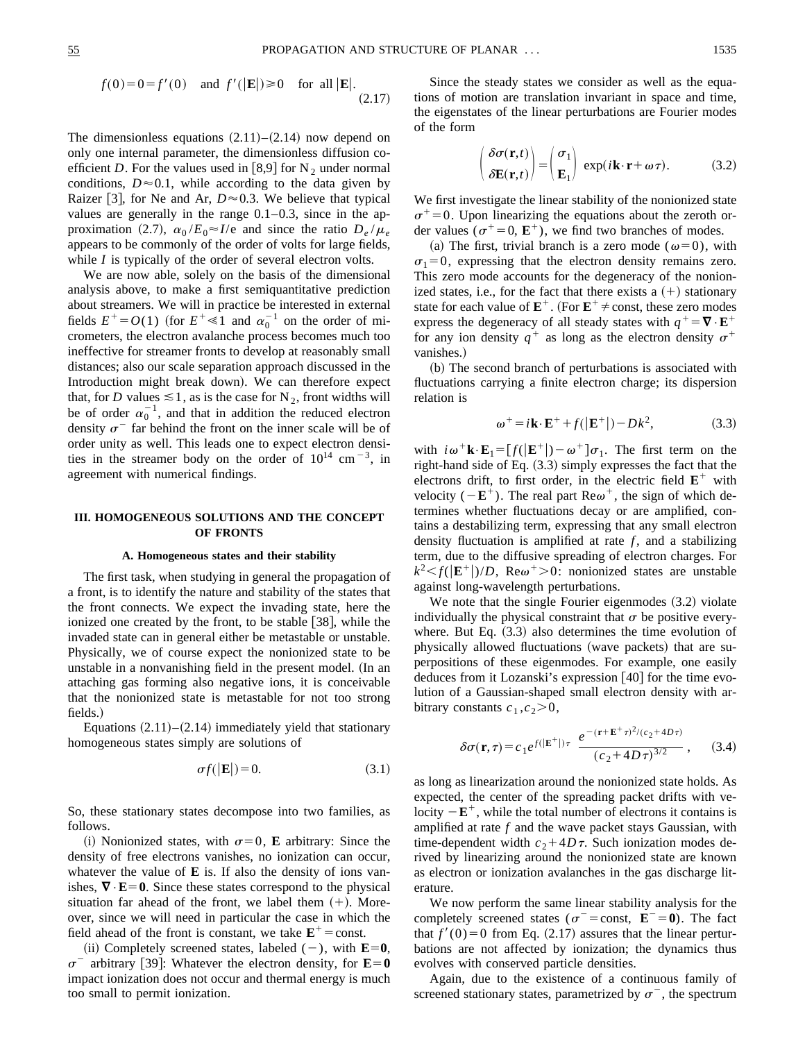$$f(0) = 0 = f'(0) \quad \text{and} \quad f'(|\mathbf{E}|) \geq 0 \quad \text{for all } |\mathbf{E}|. \tag{2.17}$$

The dimensionless equations (2.11)–(2.14) now depend on only one internal parameter, the dimensionless diffusion coefficient $D$. For the values used in [8,9] for $N_2$ under normal conditions, $D \approx 0.1$, while according to the data given by Raizer [3], for Ne and Ar, $D \approx 0.3$. We believe that typical values are generally in the range 0.1–0.3, since in the approximation (2.7), $\alpha_0 / E_0 \approx I/\mathrm{e}$ and since the ratio $D_e/\mu_e$ appears to be commonly of the order of volts for large fields, while $I$ is typically of the order of several electron volts.

We are now able, solely on the basis of the dimensional analysis above, to make a first semiquantitative prediction about streamers. We will in practice be interested in external fields $E^+ = O(1)$ (for $E^+ \ll 1$ and $\alpha_0^{-1}$ on the order of micrometers, the electron avalanche process becomes much too ineffective for streamer fronts to develop at reasonably small distances; also our scale separation approach discussed in the Introduction might break down). We can therefore expect that, for $D$ values $\lesssim 1$, as is the case for $N_2$, front widths will be of order $\alpha_0^{-1}$, and that in addition the reduced electron density $\sigma^-$ far behind the front on the inner scale will be of order unity as well. This leads one to expect electron densities in the streamer body on the order of $10^{14}$ cm$^{-3}$, in agreement with numerical findings.

## III. HOMOGENEOUS SOLUTIONS AND THE CONCEPT OF FRONTS

### A. Homogeneous states and their stability

The first task, when studying in general the propagation of a front, is to identify the nature and stability of the states that the front connects. We expect the invading state, here the ionized one created by the front, to be stable [38], while the invaded state can in general either be metastable or unstable. Physically, we of course expect the nonionized state to be unstable in a nonvanishing field in the present model. (In an attaching gas forming also negative ions, it is conceivable that the nonionized state is metastable for not too strong fields.)

Equations (2.11)–(2.14) immediately yield that stationary homogeneous states simply are solutions of

$$\sigma f(|\mathbf{E}|) = 0. \tag{3.1}$$

So, these stationary states decompose into two families, as follows.

(i) Nonionized states, with $\sigma = 0$, $\mathbf{E}$ arbitrary: Since the density of free electrons vanishes, no ionization can occur, whatever the value of $\mathbf{E}$ is. If also the density of ions vanishes, $\nabla \cdot \mathbf{E} = \mathbf{0}$. Since these states correspond to the physical situation far ahead of the front, we label them (+). Moreover, since we will need in particular the case in which the field ahead of the front is constant, we take $\mathbf{E}^+ = \text{const}$.

(ii) Completely screened states, labeled (−), with $\mathbf{E} = \mathbf{0}$, $\sigma^-$ arbitrary [39]: Whatever the electron density, for $\mathbf{E} = \mathbf{0}$ impact ionization does not occur and thermal energy is much too small to permit ionization.

Since the steady states we consider as well as the equations of motion are translation invariant in space and time, the eigenstates of the linear perturbations are Fourier modes of the form

$$\begin{pmatrix} \delta\sigma(\mathbf{r},t) \\ \delta\mathbf{E}(\mathbf{r},t) \end{pmatrix} = \begin{pmatrix} \sigma_1 \\ \mathbf{E}_1 \end{pmatrix} \exp(i\mathbf{k}\cdot\mathbf{r} + \omega\tau). \tag{3.2}$$

We first investigate the linear stability of the nonionized state $\sigma^+ = 0$. Upon linearizing the equations about the zeroth order values ($\sigma^+ = 0$, $\mathbf{E}^+$), we find two branches of modes.

(a) The first, trivial branch is a zero mode ($\omega = 0$), with $\sigma_1 = 0$, expressing that the electron density remains zero. This zero mode accounts for the degeneracy of the nonionized states, i.e., for the fact that there exists a (+) stationary state for each value of $\mathbf{E}^+$. (For $\mathbf{E}^+ \neq \text{const}$, these zero modes express the degeneracy of all steady states with $q^+ = \nabla \cdot \mathbf{E}^+$ for any ion density $q^+$ as long as the electron density $\sigma^+$ vanishes.)

(b) The second branch of perturbations is associated with fluctuations carrying a finite electron charge; its dispersion relation is

$$\omega^+ = i\mathbf{k}\cdot\mathbf{E}^+ + f(|\mathbf{E}^+|) - Dk^2, \tag{3.3}$$

with $i\omega^+ \mathbf{k}\cdot\mathbf{E}_1 = [f(|\mathbf{E}^+|) - \omega^+]\sigma_1$. The first term on the right-hand side of Eq. (3.3) simply expresses the fact that the electrons drift, to first order, in the electric field $\mathbf{E}^+$ with velocity $(-\mathbf{E}^+)$. The real part $\mathrm{Re}\,\omega^+$, the sign of which determines whether fluctuations decay or are amplified, contains a destabilizing term, expressing that any small electron density fluctuation is amplified at rate $f$, and a stabilizing term, due to the diffusive spreading of electron charges. For $k^2 < f(|\mathbf{E}^+|)/D$, $\mathrm{Re}\,\omega^+ > 0$: nonionized states are unstable against long-wavelength perturbations.

We note that the single Fourier eigenmodes (3.2) violate individually the physical constraint that $\sigma$ be positive everywhere. But Eq. (3.3) also determines the time evolution of physically allowed fluctuations (wave packets) that are superpositions of these eigenmodes. For example, one easily deduces from it Lozanski's expression [40] for the time evolution of a Gaussian-shaped small electron density with arbitrary constants $c_1, c_2 > 0$,

$$\delta\sigma(\mathbf{r},\tau) = c_1 e^{f(|\mathbf{E}^+|)\tau} \; \frac{e^{-(\mathbf{r}+\mathbf{E}^+\tau)^2/(c_2+4D\tau)}}{(c_2+4D\tau)^{3/2}}, \tag{3.4}$$

as long as linearization around the nonionized state holds. As expected, the center of the spreading packet drifts with velocity $-\mathbf{E}^+$, while the total number of electrons it contains is amplified at rate $f$ and the wave packet stays Gaussian, with time-dependent width $c_2 + 4D\tau$. Such ionization modes derived by linearizing around the nonionized state are known as electron or ionization avalanches in the gas discharge literature.

We now perform the same linear stability analysis for the completely screened states ($\sigma^- = \text{const}$, $\mathbf{E}^- = \mathbf{0}$). The fact that $f'(0) = 0$ from Eq. (2.17) assures that the linear perturbations are not affected by ionization; the dynamics thus evolves with conserved particle densities.

Again, due to the existence of a continuous family of screened stationary states, parametrized by $\sigma^-$, the spectrum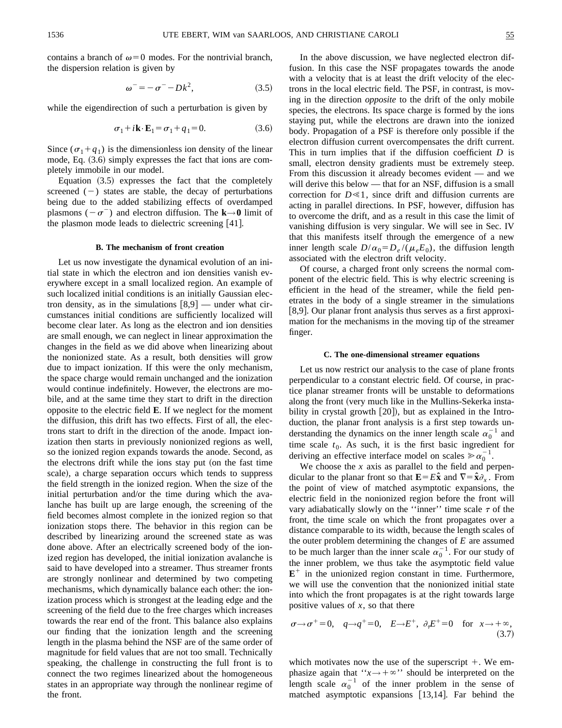contains a branch of $\omega=0$ modes. For the nontrivial branch, the dispersion relation is given by

$$\omega^{-}=-\sigma^{-}-Dk^{2}, \tag{3.5}$$

while the eigendirection of such a perturbation is given by

$$\sigma_1+i\mathbf{k}\cdot\mathbf{E}_1=\sigma_1+q_1=0. \tag{3.6}$$

Since $(\sigma_1+q_1)$ is the dimensionless ion density of the linear mode, Eq. (3.6) simply expresses the fact that ions are completely immobile in our model.

Equation (3.5) expresses the fact that the completely screened $(-)$ states are stable, the decay of perturbations being due to the added stabilizing effects of overdamped plasmons $(-\sigma^{-})$ and electron diffusion. The $\mathbf{k}\rightarrow\mathbf{0}$ limit of the plasmon mode leads to dielectric screening [41].

### B. The mechanism of front creation

Let us now investigate the dynamical evolution of an initial state in which the electron and ion densities vanish everywhere except in a small localized region. An example of such localized initial conditions is an initially Gaussian electron density, as in the simulations [8,9] — under what circumstances initial conditions are sufficiently localized will become clear later. As long as the electron and ion densities are small enough, we can neglect in linear approximation the changes in the field as we did above when linearizing about the nonionized state. As a result, both densities will grow due to impact ionization. If this were the only mechanism, the space charge would remain unchanged and the ionization would continue indefinitely. However, the electrons are mobile, and at the same time they start to drift in the direction opposite to the electric field $\mathbf{E}$. If we neglect for the moment the diffusion, this drift has two effects. First of all, the electrons start to drift in the direction of the anode. Impact ionization then starts in previously nonionized regions as well, so the ionized region expands towards the anode. Second, as the electrons drift while the ions stay put (on the fast time scale), a charge separation occurs which tends to suppress the field strength in the ionized region. When the size of the initial perturbation and/or the time during which the avalanche has built up are large enough, the screening of the field becomes almost complete in the ionized region so that ionization stops there. The behavior in this region can be described by linearizing around the screened state as was done above. After an electrically screened body of the ionized region has developed, the initial ionization avalanche is said to have developed into a streamer. Thus streamer fronts are strongly nonlinear and determined by two competing mechanisms, which dynamically balance each other: the ionization process which is strongest at the leading edge and the screening of the field due to the free charges which increases towards the rear end of the front. This balance also explains our finding that the ionization length and the screening length in the plasma behind the NSF are of the same order of magnitude for field values that are not too small. Technically speaking, the challenge in constructing the full front is to connect the two regimes linearized about the homogeneous states in an appropriate way through the nonlinear regime of the front.

In the above discussion, we have neglected electron diffusion. In this case the NSF propagates towards the anode with a velocity that is at least the drift velocity of the electrons in the local electric field. The PSF, in contrast, is moving in the direction *opposite* to the drift of the only mobile species, the electrons. Its space charge is formed by the ions staying put, while the electrons are drawn into the ionized body. Propagation of a PSF is therefore only possible if the electron diffusion current overcompensates the drift current. This in turn implies that if the diffusion coefficient $D$ is small, electron density gradients must be extremely steep. From this discussion it already becomes evident — and we will derive this below — that for an NSF, diffusion is a small correction for $D\ll 1$, since drift and diffusion currents are acting in parallel directions. In PSF, however, diffusion has to overcome the drift, and as a result in this case the limit of vanishing diffusion is very singular. We will see in Sec. IV that this manifests itself through the emergence of a new inner length scale $D/\alpha_0=D_e/(\mu_e E_0)$, the diffusion length associated with the electron drift velocity.

Of course, a charged front only screens the normal component of the electric field. This is why electric screening is efficient in the head of the streamer, while the field penetrates in the body of a single streamer in the simulations [8,9]. Our planar front analysis thus serves as a first approximation for the mechanisms in the moving tip of the streamer finger.

### C. The one-dimensional streamer equations

Let us now restrict our analysis to the case of plane fronts perpendicular to a constant electric field. Of course, in practice planar streamer fronts will be unstable to deformations along the front (very much like in the Mullins-Sekerka instability in crystal growth [20]), but as explained in the Introduction, the planar front analysis is a first step towards understanding the dynamics on the inner length scale $\alpha_0^{-1}$ and time scale $t_0$. As such, it is the first basic ingredient for deriving an effective interface model on scales $\gg\alpha_0^{-1}$.

We choose the $x$ axis as parallel to the field and perpendicular to the planar front so that $\mathbf{E}=E\hat{\mathbf{x}}$ and $\nabla=\hat{\mathbf{x}}\partial_x$. From the point of view of matched asymptotic expansions, the electric field in the nonionized region before the front will vary adiabatically slowly on the ''inner'' time scale $\tau$ of the front, the time scale on which the front propagates over a distance comparable to its width, because the length scales of the outer problem determining the changes of $E$ are assumed to be much larger than the inner scale $\alpha_0^{-1}$. For our study of the inner problem, we thus take the asymptotic field value $\mathbf{E}^{+}$ in the unionized region constant in time. Furthermore, we will use the convention that the nonionized initial state into which the front propagates is at the right towards large positive values of $x$, so that there

$$\sigma\rightarrow\sigma^{+}=0,\quad q\rightarrow q^{+}=0,\quad E\rightarrow E^{+},\ \partial_\tau E^{+}=0\quad\text{for}\quad x\rightarrow+\infty, \tag{3.7}$$

which motivates now the use of the superscript $+$. We emphasize again that ''$x\rightarrow+\infty$'' should be interpreted on the length scale $\alpha_0^{-1}$ of the inner problem in the sense of matched asymptotic expansions [13,14]. Far behind the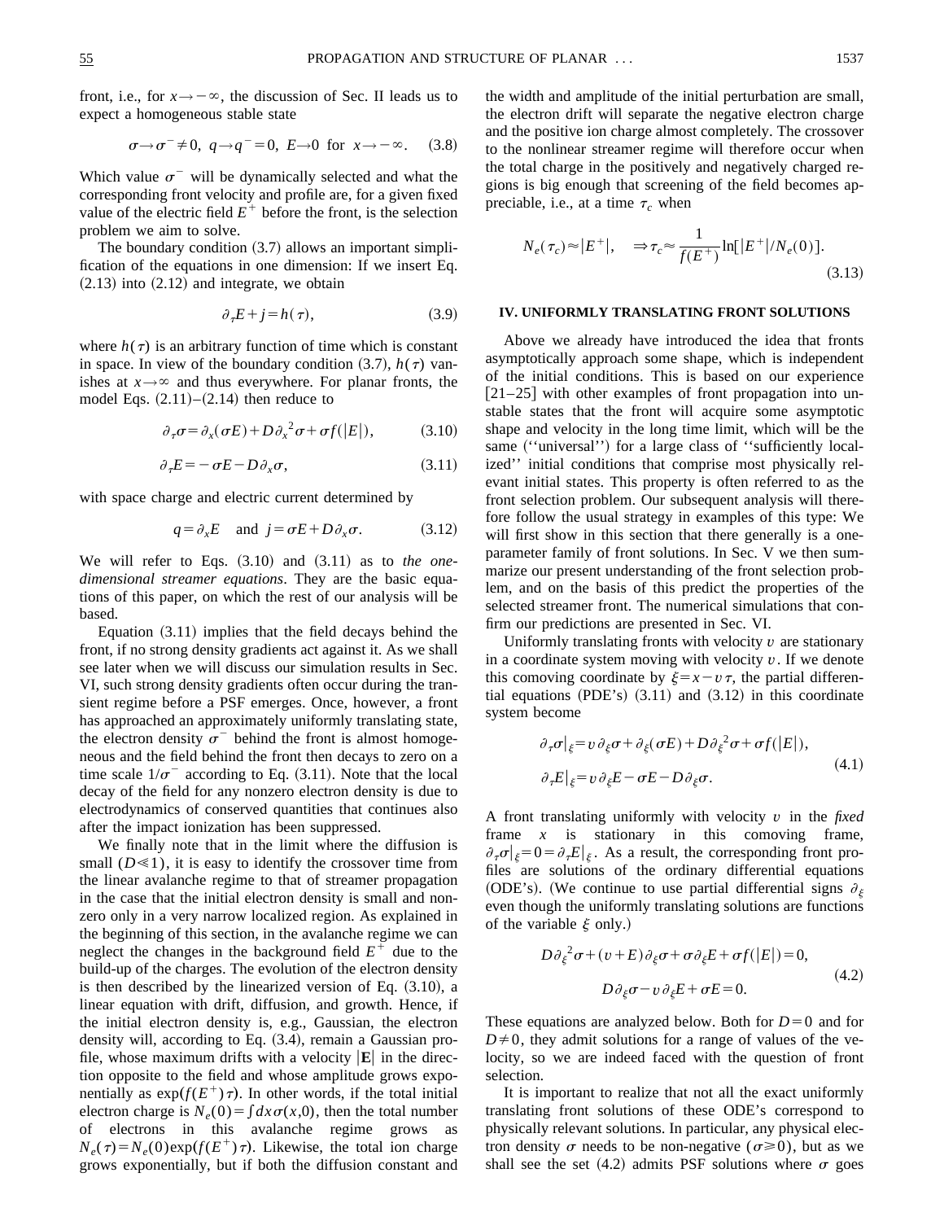front, i.e., for $x \to -\infty$, the discussion of Sec. II leads us to expect a homogeneous stable state

$$\sigma \to \sigma^- \neq 0, \; q \to q^- = 0, \; E \to 0 \; \text{for} \; x \to -\infty. \tag{3.8}$$

Which value $\sigma^-$ will be dynamically selected and what the corresponding front velocity and profile are, for a given fixed value of the electric field $E^+$ before the front, is the selection problem we aim to solve.

The boundary condition (3.7) allows an important simplification of the equations in one dimension: If we insert Eq. (2.13) into (2.12) and integrate, we obtain

$$\partial_\tau E + j = h(\tau), \tag{3.9}$$

where $h(\tau)$ is an arbitrary function of time which is constant in space. In view of the boundary condition (3.7), $h(\tau)$ vanishes at $x \to \infty$ and thus everywhere. For planar fronts, the model Eqs. (2.11)–(2.14) then reduce to

$$\partial_\tau \sigma = \partial_x(\sigma E) + D \partial_x{}^2 \sigma + \sigma f(|E|), \tag{3.10}$$

$$\partial_\tau E = -\sigma E - D \partial_x \sigma, \tag{3.11}$$

with space charge and electric current determined by

$$q = \partial_x E \quad \text{and} \quad j = \sigma E + D \partial_x \sigma. \tag{3.12}$$

We will refer to Eqs. (3.10) and (3.11) as to *the one-dimensional streamer equations*. They are the basic equations of this paper, on which the rest of our analysis will be based.

Equation (3.11) implies that the field decays behind the front, if no strong density gradients act against it. As we shall see later when we will discuss our simulation results in Sec. VI, such strong density gradients often occur during the transient regime before a PSF emerges. Once, however, a front has approached an approximately uniformly translating state, the electron density $\sigma^-$ behind the front is almost homogeneous and the field behind the front then decays to zero on a time scale $1/\sigma^-$ according to Eq. (3.11). Note that the local decay of the field for any nonzero electron density is due to electrodynamics of conserved quantities that continues also after the impact ionization has been suppressed.

We finally note that in the limit where the diffusion is small ($D \ll 1$), it is easy to identify the crossover time from the linear avalanche regime to that of streamer propagation in the case that the initial electron density is small and nonzero only in a very narrow localized region. As explained in the beginning of this section, in the avalanche regime we can neglect the changes in the background field $E^+$ due to the build-up of the charges. The evolution of the electron density is then described by the linearized version of Eq. (3.10), a linear equation with drift, diffusion, and growth. Hence, if the initial electron density is, e.g., Gaussian, the electron density will, according to Eq. (3.4), remain a Gaussian profile, whose maximum drifts with a velocity $|\mathbf{E}|$ in the direction opposite to the field and whose amplitude grows exponentially as $\exp(f(E^+)\tau)$. In other words, if the total initial electron charge is $N_e(0) = \int dx \, \sigma(x,0)$, then the total number of electrons in this avalanche regime grows as $N_e(\tau) = N_e(0) \exp(f(E^+)\tau)$. Likewise, the total ion charge grows exponentially, but if both the diffusion constant and the width and amplitude of the initial perturbation are small, the electron drift will separate the negative electron charge and the positive ion charge almost completely. The crossover to the nonlinear streamer regime will therefore occur when the total charge in the positively and negatively charged regions is big enough that screening of the field becomes appreciable, i.e., at a time $\tau_c$ when

$$N_e(\tau_c) \approx |E^+|, \quad \Rightarrow \tau_c \approx \frac{1}{f(E^+)} \ln[|E^+|/N_e(0)]. \tag{3.13}$$

## IV. UNIFORMLY TRANSLATING FRONT SOLUTIONS

Above we already have introduced the idea that fronts asymptotically approach some shape, which is independent of the initial conditions. This is based on our experience [21–25] with other examples of front propagation into unstable states that the front will acquire some asymptotic shape and velocity in the long time limit, which will be the same ("universal") for a large class of "sufficiently localized" initial conditions that comprise most physically relevant initial states. This property is often referred to as the front selection problem. Our subsequent analysis will therefore follow the usual strategy in examples of this type: We will first show in this section that there generally is a one-parameter family of front solutions. In Sec. V we then summarize our present understanding of the front selection problem, and on the basis of this predict the properties of the selected streamer front. The numerical simulations that confirm our predictions are presented in Sec. VI.

Uniformly translating fronts with velocity $v$ are stationary in a coordinate system moving with velocity $v$. If we denote this comoving coordinate by $\xi = x - v\tau$, the partial differential equations (PDE's) (3.11) and (3.12) in this coordinate system become

$$\begin{aligned} \partial_\tau \sigma|_\xi &= v\,\partial_\xi \sigma + \partial_\xi(\sigma E) + D \partial_\xi{}^2 \sigma + \sigma f(|E|), \\ \partial_\tau E|_\xi &= v\,\partial_\xi E - \sigma E - D \partial_\xi \sigma. \end{aligned} \tag{4.1}$$

A front translating uniformly with velocity $v$ in the *fixed* frame $x$ is stationary in this comoving frame, $\partial_\tau \sigma|_\xi = 0 = \partial_\tau E|_\xi$. As a result, the corresponding front profiles are solutions of the ordinary differential equations (ODE's). (We continue to use partial differential signs $\partial_\xi$ even though the uniformly translating solutions are functions of the variable $\xi$ only.)

$$\begin{aligned} D \partial_\xi{}^2 \sigma + (v + E)\partial_\xi \sigma + \sigma \partial_\xi E + \sigma f(|E|) &= 0, \\ D \partial_\xi \sigma - v\,\partial_\xi E + \sigma E &= 0. \end{aligned} \tag{4.2}$$

These equations are analyzed below. Both for $D=0$ and for $D \neq 0$, they admit solutions for a range of values of the velocity, so we are indeed faced with the question of front selection.

It is important to realize that not all the exact uniformly translating front solutions of these ODE's correspond to physically relevant solutions. In particular, any physical electron density $\sigma$ needs to be non-negative ($\sigma \geq 0$), but as we shall see the set (4.2) admits PSF solutions where $\sigma$ goes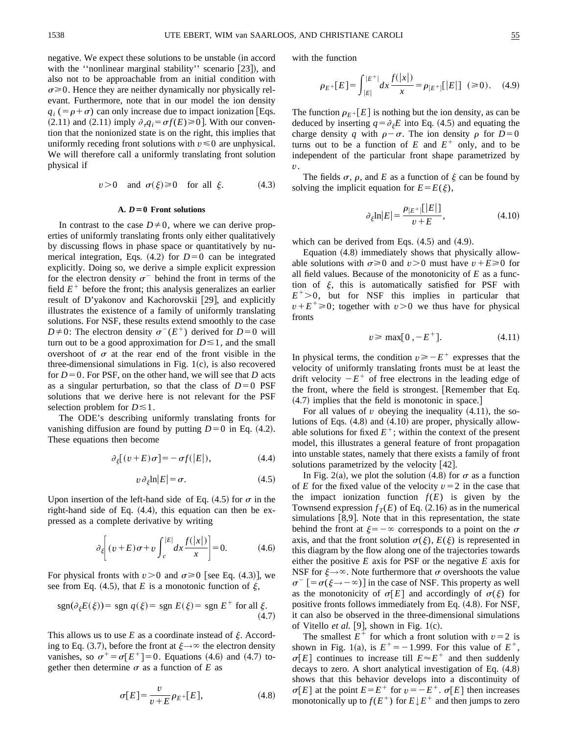negative. We expect these solutions to be unstable (in accord with the ''nonlinear marginal stability'' scenario [23]), and also not to be approachable from an initial condition with $\sigma \geq 0$. Hence they are neither dynamically nor physically relevant. Furthermore, note that in our model the ion density $q_i$ ($=\rho+\sigma$) can only increase due to impact ionization [Eqs. (2.11) and (2.11) imply $\partial_\tau q_i = \sigma f(E) \geq 0$]. With our convention that the nonionized state is on the right, this implies that uniformly receding front solutions with $v \leq 0$ are unphysical. We will therefore call a uniformly translating front solution physical if

$$v>0 \quad \text{and} \quad \sigma(\xi)\geq 0 \quad \text{for all} \quad \xi. \tag{4.3}$$

### A. $D=0$ Front solutions

In contrast to the case $D\neq 0$, where we can derive properties of uniformly translating fronts only either qualitatively by discussing flows in phase space or quantitatively by numerical integration, Eqs. (4.2) for $D=0$ can be integrated explicitly. Doing so, we derive a simple explicit expression for the electron density $\sigma^-$ behind the front in terms of the field $E^+$ before the front; this analysis generalizes an earlier result of D'yakonov and Kachorovskii [29], and explicitly illustrates the existence of a family of uniformly translating solutions. For NSF, these results extend smoothly to the case $D\neq 0$: The electron density $\sigma^-(E^+)$ derived for $D=0$ will turn out to be a good approximation for $D \lesssim 1$, and the small overshoot of $\sigma$ at the rear end of the front visible in the three-dimensional simulations in Fig. 1(c), is also recovered for $D=0$. For PSF, on the other hand, we will see that $D$ acts as a singular perturbation, so that the class of $D=0$ PSF solutions that we derive here is not relevant for the PSF selection problem for $D\lesssim 1$.

The ODE's describing uniformly translating fronts for vanishing diffusion are found by putting $D=0$ in Eq. (4.2). These equations then become

$$\partial_\xi[(v+E)\sigma] = -\sigma f(|E|), \tag{4.4}$$

$$v\,\partial_\xi \ln|E| = \sigma. \tag{4.5}$$

Upon insertion of the left-hand side of Eq. (4.5) for $\sigma$ in the right-hand side of Eq. (4.4), this equation can then be expressed as a complete derivative by writing

$$\partial_\xi\left[(v+E)\sigma + v\int_c^{|E|} dx\,\frac{f(|x|)}{x}\right]=0. \tag{4.6}$$

For physical fronts with $v>0$ and $\sigma\geq 0$ [see Eq. (4.3)], we see from Eq. (4.5), that $E$ is a monotonic function of $\xi$,

$$\operatorname{sgn}(\partial_\xi E(\xi)) = \operatorname{sgn}\, q(\xi) = \operatorname{sgn}\, E(\xi) = \operatorname{sgn}\, E^+ \text{ for all } \xi. \tag{4.7}$$

This allows us to use $E$ as a coordinate instead of $\xi$. According to Eq. (3.7), before the front at $\xi\to\infty$ the electron density vanishes, so $\sigma^+ = \sigma[E^+]=0$. Equations (4.6) and (4.7) together then determine $\sigma$ as a function of $E$ as

$$\sigma[E] = \frac{v}{v+E}\rho_{E^+}[E], \tag{4.8}$$

with the function

$$\rho_{E^+}[E] = \int_{|E|}^{|E^+|} dx\,\frac{f(|x|)}{x} = \rho_{|E^+|}[|E|] \quad (\geq 0). \tag{4.9}$$

The function $\rho_{E^+}[E]$ is nothing but the ion density, as can be deduced by inserting $q=\partial_\xi E$ into Eq. (4.5) and equating the charge density $q$ with $\rho-\sigma$. The ion density $\rho$ for $D=0$ turns out to be a function of $E$ and $E^+$ only, and to be independent of the particular front shape parametrized by $v$.

The fields $\sigma$, $\rho$, and $E$ as a function of $\xi$ can be found by solving the implicit equation for $E=E(\xi)$,

$$\partial_\xi \ln|E| = \frac{\rho_{|E^+|}[|E|]}{v+E}, \tag{4.10}$$

which can be derived from Eqs. (4.5) and (4.9).

Equation (4.8) immediately shows that physically allowable solutions with $\sigma\geq 0$ and $v>0$ must have $v+E\geq 0$ for all field values. Because of the monotonicity of $E$ as a function of $\xi$, this is automatically satisfied for PSF with $E^+>0$, but for NSF this implies in particular that $v+E^+\geq 0$; together with $v>0$ we thus have for physical fronts

$$v \geq \max[0, -E^+]. \tag{4.11}$$

In physical terms, the condition $v\geq -E^+$ expresses that the velocity of uniformly translating fronts must be at least the drift velocity $-E^+$ of free electrons in the leading edge of the front, where the field is strongest. [Remember that Eq. (4.7) implies that the field is monotonic in space.]

For all values of $v$ obeying the inequality (4.11), the solutions of Eqs. (4.8) and (4.10) are proper, physically allowable solutions for fixed $E^+$; within the context of the present model, this illustrates a general feature of front propagation into unstable states, namely that there exists a family of front solutions parametrized by the velocity [42].

In Fig. 2(a), we plot the solution (4.8) for $\sigma$ as a function of $E$ for the fixed value of the velocity $v=2$ in the case that the impact ionization function $f(E)$ is given by the Townsend expression $f_T(E)$ of Eq. (2.16) as in the numerical simulations [8,9]. Note that in this representation, the state behind the front at $\xi=-\infty$ corresponds to a point on the $\sigma$ axis, and that the front solution $\sigma(\xi)$, $E(\xi)$ is represented in this diagram by the flow along one of the trajectories towards either the positive $E$ axis for PSF or the negative $E$ axis for NSF for $\xi\to\infty$. Note furthermore that $\sigma$ overshoots the value $\sigma^-$ $[=\sigma(\xi\to-\infty)]$ in the case of NSF. This property as well as the monotonicity of $\sigma[E]$ and accordingly of $\sigma(\xi)$ for positive fronts follows immediately from Eq. (4.8). For NSF, it can also be observed in the three-dimensional simulations of Vitello *et al.* [9], shown in Fig. 1(c).

The smallest $E^+$ for which a front solution with $v=2$ is shown in Fig. 1(a), is $E^+=-1.999$. For this value of $E^+$, $\sigma[E]$ continues to increase till $E\approx E^+$ and then suddenly decays to zero. A short analytical investigation of Eq. (4.8) shows that this behavior develops into a discontinuity of $\sigma[E]$ at the point $E=E^+$ for $v=-E^+$. $\sigma[E]$ then increases monotonically up to $f(E^+)$ for $E\downarrow E^+$ and then jumps to zero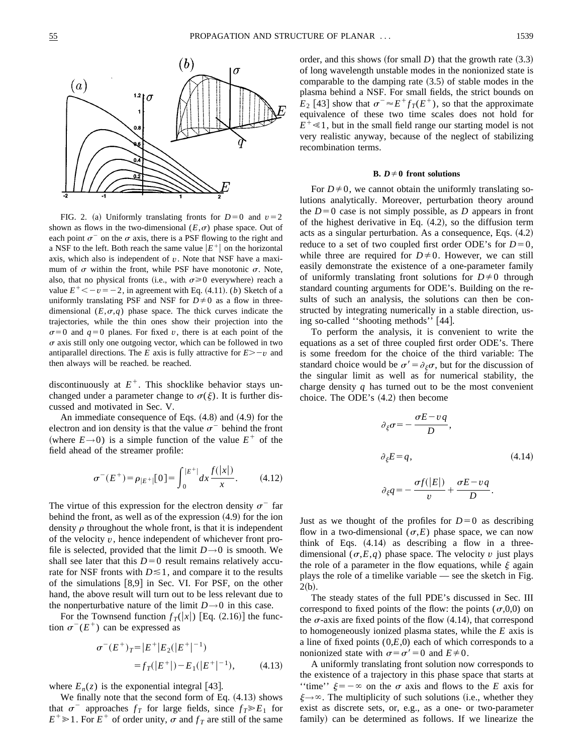FIG. 2. (a) Uniformly translating fronts for $D=0$ and $v=2$ shown as flows in the two-dimensional $(E,\sigma)$ phase space. Out of each point $\sigma^-$ on the $\sigma$ axis, there is a PSF flowing to the right and a NSF to the left. Both reach the same value $|E^+|$ on the horizontal axis, which also is independent of $v$. Note that NSF have a maximum of $\sigma$ within the front, while PSF have monotonic $\sigma$. Note, also, that no physical fronts (i.e., with $\sigma \geq 0$ everywhere) reach a value $E^+ < -v = -2$, in agreement with Eq. (4.11). (b) Sketch of a uniformly translating PSF and NSF for $D \neq 0$ as a flow in three-dimensional $(E,\sigma,q)$ phase space. The thick curves indicate the trajectories, while the thin ones show their projection into the $\sigma=0$ and $q=0$ planes. For fixed $v$, there is at each point of the $\sigma$ axis still only one outgoing vector, which can be followed in two antiparallel directions. The $E$ axis is fully attractive for $E > -v$ and then always will be reached. be reached.

discontinuously at $E^+$. This shocklike behavior stays unchanged under a parameter change to $\sigma(\xi)$. It is further discussed and motivated in Sec. V.

An immediate consequence of Eqs. (4.8) and (4.9) for the electron and ion density is that the value $\sigma^-$ behind the front (where $E \to 0$) is a simple function of the value $E^+$ of the field ahead of the streamer profile:

$$\sigma^-(E^+) = \rho_{|E^+|}[0] = \int_0^{|E^+|} dx \frac{f(|x|)}{x}. \tag{4.12}$$

The virtue of this expression for the electron density $\sigma^-$ far behind the front, as well as of the expression (4.9) for the ion density $\rho$ throughout the whole front, is that it is independent of the velocity $v$, hence independent of whichever front profile is selected, provided that the limit $D \to 0$ is smooth. We shall see later that this $D=0$ result remains relatively accurate for NSF fronts with $D \lesssim 1$, and compare it to the results of the simulations [8,9] in Sec. VI. For PSF, on the other hand, the above result will turn out to be less relevant due to the nonperturbative nature of the limit $D \to 0$ in this case.

For the Townsend function $f_T(|x|)$ [Eq. (2.16)] the function $\sigma^-(E^+)$ can be expressed as

$$\begin{aligned} \sigma^-(E^+)_T &= |E^+| E_2(|E^+|^{-1}) \\ &= f_T(|E^+|) - E_1(|E^+|^{-1}), \end{aligned} \tag{4.13}$$

where $E_n(z)$ is the exponential integral [43].

We finally note that the second form of Eq. (4.13) shows that $\sigma^-$ approaches $f_T$ for large fields, since $f_T \gg E_1$ for $E^+ \gg 1$. For $E^+$ of order unity, $\sigma$ and $f_T$ are still of the same order, and this shows (for small $D$) that the growth rate (3.3) of long wavelength unstable modes in the nonionized state is comparable to the damping rate (3.5) of stable modes in the plasma behind a NSF. For small fields, the strict bounds on $E_2$ [43] show that $\sigma^- \approx E^+ f_T(E^+)$, so that the approximate equivalence of these two time scales does not hold for $E^+ \ll 1$, but in the small field range our starting model is not very realistic anyway, because of the neglect of stabilizing recombination terms.

### B. $D \neq 0$ front solutions

For $D \neq 0$, we cannot obtain the uniformly translating solutions analytically. Moreover, perturbation theory around the $D=0$ case is not simply possible, as $D$ appears in front of the highest derivative in Eq. (4.2), so the diffusion term acts as a singular perturbation. As a consequence, Eqs. (4.2) reduce to a set of two coupled first order ODE's for $D=0$, while three are required for $D \neq 0$. However, we can still easily demonstrate the existence of a one-parameter family of uniformly translating front solutions for $D \neq 0$ through standard counting arguments for ODE's. Building on the results of such an analysis, the solutions can then be constructed by integrating numerically in a stable direction, using so-called ''shooting methods'' [44].

To perform the analysis, it is convenient to write the equations as a set of three coupled first order ODE's. There is some freedom for the choice of the third variable: The standard choice would be $\sigma' = \partial_\xi \sigma$, but for the discussion of the singular limit as well as for numerical stability, the charge density $q$ has turned out to be the most convenient choice. The ODE's (4.2) then become

$$\begin{aligned} \partial_\xi \sigma &= -\frac{\sigma E - v q}{D}, \\ \partial_\xi E &= q, \\ \partial_\xi q &= -\frac{\sigma f(|E|)}{v} + \frac{\sigma E - v q}{D}. \end{aligned} \tag{4.14}$$

Just as we thought of the profiles for $D=0$ as describing flow in a two-dimensional $(\sigma,E)$ phase space, we can now think of Eqs. (4.14) as describing a flow in a three-dimensional $(\sigma,E,q)$ phase space. The velocity $v$ just plays the role of a parameter in the flow equations, while $\xi$ again plays the role of a timelike variable — see the sketch in Fig. 2(b).

The steady states of the full PDE's discussed in Sec. III correspond to fixed points of the flow: the points $(\sigma,0,0)$ on the $\sigma$-axis are fixed points of the flow (4.14), that correspond to homogeneously ionized plasma states, while the $E$ axis is a line of fixed points $(0,E,0)$ each of which corresponds to a nonionized state with $\sigma = \sigma' = 0$ and $E \neq 0$.

A uniformly translating front solution now corresponds to the existence of a trajectory in this phase space that starts at ''time'' $\xi = -\infty$ on the $\sigma$ axis and flows to the $E$ axis for $\xi \to \infty$. The multiplicity of such solutions (i.e., whether they exist as discrete sets, or, e.g., as a one- or two-parameter family) can be determined as follows. If we linearize the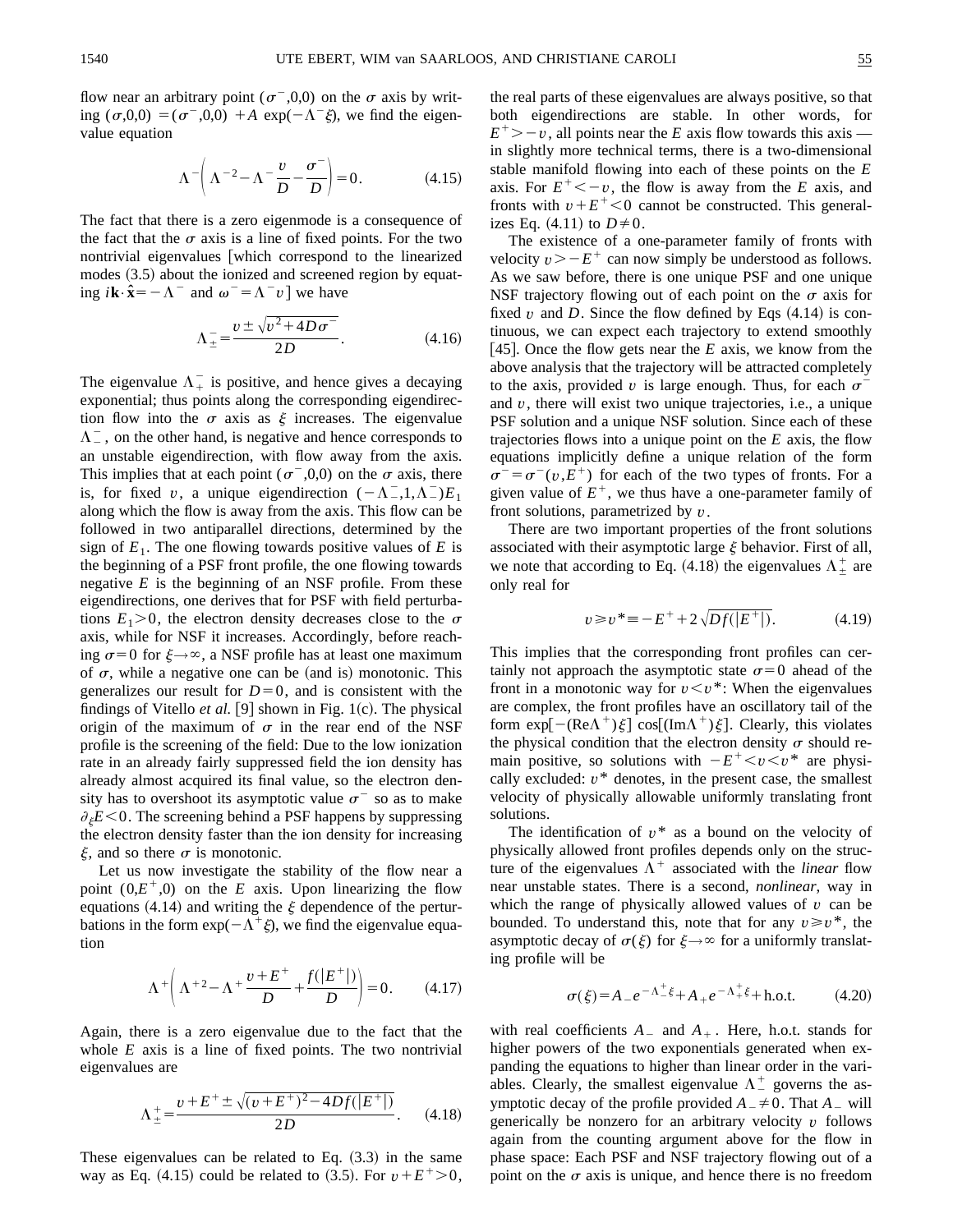flow near an arbitrary point $(\sigma^-,0,0)$ on the $\sigma$ axis by writing $(\sigma,0,0) = (\sigma^-,0,0) + A \exp(-\Lambda^- \xi)$, we find the eigenvalue equation

$$\Lambda^-\left(\Lambda^{-2} - \Lambda^- \frac{v}{D} - \frac{\sigma^-}{D}\right) = 0. \tag{4.15}$$

The fact that there is a zero eigenmode is a consequence of the fact that the $\sigma$ axis is a line of fixed points. For the two nontrivial eigenvalues [which correspond to the linearized modes (3.5) about the ionized and screened region by equating $i\mathbf{k}\cdot\hat{\mathbf{x}} = -\Lambda^-$ and $\omega^- = \Lambda^- v$] we have

$$\Lambda^-_\pm = \frac{v \pm \sqrt{v^2 + 4D\sigma^-}}{2D}. \tag{4.16}$$

The eigenvalue $\Lambda^-_+$ is positive, and hence gives a decaying exponential; thus points along the corresponding eigendirection flow into the $\sigma$ axis as $\xi$ increases. The eigenvalue $\Lambda^-_-$, on the other hand, is negative and hence corresponds to an unstable eigendirection, with flow away from the axis. This implies that at each point $(\sigma^-,0,0)$ on the $\sigma$ axis, there is, for fixed $v$, a unique eigendirection $(-\Lambda^-_-,1,\Lambda^-_-)E_1$ along which the flow is away from the axis. This flow can be followed in two antiparallel directions, determined by the sign of $E_1$. The one flowing towards positive values of $E$ is the beginning of a PSF front profile, the one flowing towards negative $E$ is the beginning of an NSF profile. From these eigendirections, one derives that for PSF with field perturbations $E_1 > 0$, the electron density decreases close to the $\sigma$ axis, while for NSF it increases. Accordingly, before reaching $\sigma = 0$ for $\xi \to \infty$, a NSF profile has at least one maximum of $\sigma$, while a negative one can be (and is) monotonic. This generalizes our result for $D=0$, and is consistent with the findings of Vitello *et al.* [9] shown in Fig. 1(c). The physical origin of the maximum of $\sigma$ in the rear end of the NSF profile is the screening of the field: Due to the low ionization rate in an already fairly suppressed field the ion density has already almost acquired its final value, so the electron density has to overshoot its asymptotic value $\sigma^-$ so as to make $\partial_\xi E < 0$. The screening behind a PSF happens by suppressing the electron density faster than the ion density for increasing $\xi$, and so there $\sigma$ is monotonic.

Let us now investigate the stability of the flow near a point $(0,E^+,0)$ on the $E$ axis. Upon linearizing the flow equations (4.14) and writing the $\xi$ dependence of the perturbations in the form $\exp(-\Lambda^+\xi)$, we find the eigenvalue equation

$$\Lambda^+\left(\Lambda^{+2} - \Lambda^+ \frac{v+E^+}{D} + \frac{f(|E^+|)}{D}\right) = 0. \tag{4.17}$$

Again, there is a zero eigenvalue due to the fact that the whole $E$ axis is a line of fixed points. The two nontrivial eigenvalues are

$$\Lambda^+_\pm = \frac{v + E^+ \pm \sqrt{(v+E^+)^2 - 4Df(|E^+|)}}{2D}. \tag{4.18}$$

These eigenvalues can be related to Eq. (3.3) in the same way as Eq. (4.15) could be related to (3.5). For $v + E^+ > 0$, the real parts of these eigenvalues are always positive, so that both eigendirections are stable. In other words, for $E^+ > -v$, all points near the $E$ axis flow towards this axis — in slightly more technical terms, there is a two-dimensional stable manifold flowing into each of these points on the $E$ axis. For $E^+ < -v$, the flow is away from the $E$ axis, and fronts with $v + E^+ < 0$ cannot be constructed. This generalizes Eq. (4.11) to $D \neq 0$.

The existence of a one-parameter family of fronts with velocity $v > -E^+$ can now simply be understood as follows. As we saw before, there is one unique PSF and one unique NSF trajectory flowing out of each point on the $\sigma$ axis for fixed $v$ and $D$. Since the flow defined by Eqs (4.14) is continuous, we can expect each trajectory to extend smoothly [45]. Once the flow gets near the $E$ axis, we know from the above analysis that the trajectory will be attracted completely to the axis, provided $v$ is large enough. Thus, for each $\sigma^-$ and $v$, there will exist two unique trajectories, i.e., a unique PSF solution and a unique NSF solution. Since each of these trajectories flows into a unique point on the $E$ axis, the flow equations implicitly define a unique relation of the form $\sigma^- = \sigma^-(v,E^+)$ for each of the two types of fronts. For a given value of $E^+$, we thus have a one-parameter family of front solutions, parametrized by $v$.

There are two important properties of the front solutions associated with their asymptotic large $\xi$ behavior. First of all, we note that according to Eq. (4.18) the eigenvalues $\Lambda^+_\pm$ are only real for

$$v \geq v^* \equiv -E^+ + 2\sqrt{Df(|E^+|)}. \tag{4.19}$$

This implies that the corresponding front profiles can certainly not approach the asymptotic state $\sigma = 0$ ahead of the front in a monotonic way for $v < v^*$: When the eigenvalues are complex, the front profiles have an oscillatory tail of the form $\exp[-(\mathrm{Re}\Lambda^+)\xi]\cos[(\mathrm{Im}\Lambda^+)\xi]$. Clearly, this violates the physical condition that the electron density $\sigma$ should remain positive, so solutions with $-E^+ < v < v^*$ are physically excluded: $v^*$ denotes, in the present case, the smallest velocity of physically allowable uniformly translating front solutions.

The identification of $v^*$ as a bound on the velocity of physically allowed front profiles depends only on the structure of the eigenvalues $\Lambda^+$ associated with the *linear* flow near unstable states. There is a second, *nonlinear*, way in which the range of physically allowed values of $v$ can be bounded. To understand this, note that for any $v \geq v^*$, the asymptotic decay of $\sigma(\xi)$ for $\xi \to \infty$ for a uniformly translating profile will be

$$\sigma(\xi) = A_- e^{-\Lambda^+_- \xi} + A_+ e^{-\Lambda^+_+ \xi} + \text{h.o.t.} \tag{4.20}$$

with real coefficients $A_-$ and $A_+$. Here, h.o.t. stands for higher powers of the two exponentials generated when expanding the equations to higher than linear order in the variables. Clearly, the smallest eigenvalue $\Lambda^+_-$ governs the asymptotic decay of the profile provided $A_- \neq 0$. That $A_-$ will generically be nonzero for an arbitrary velocity $v$ follows again from the counting argument above for the flow in phase space: Each PSF and NSF trajectory flowing out of a point on the $\sigma$ axis is unique, and hence there is no freedom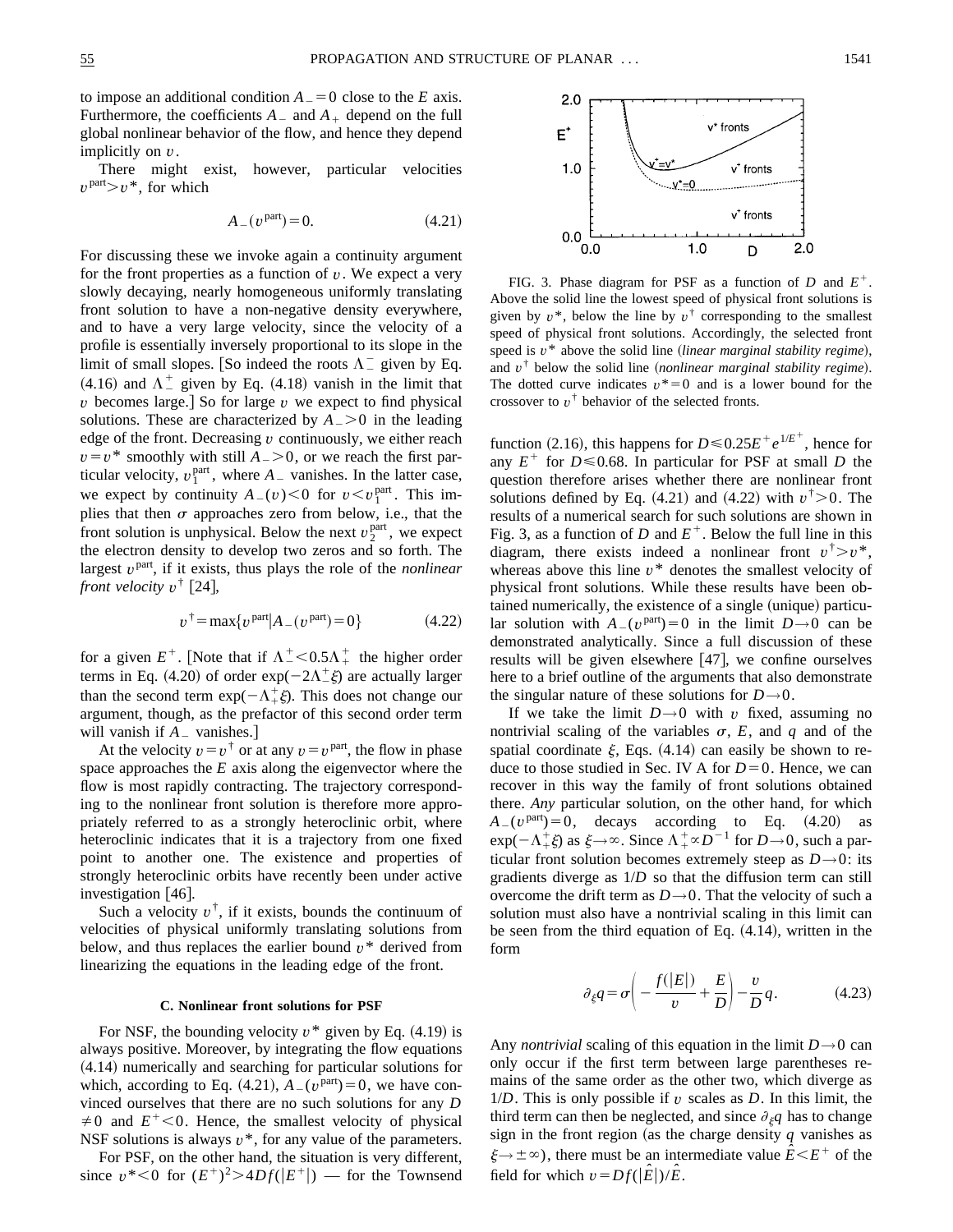to impose an additional condition $A_-=0$ close to the $E$ axis. Furthermore, the coefficients $A_-$ and $A_+$ depend on the full global nonlinear behavior of the flow, and hence they depend implicitly on $v$.

There might exist, however, particular velocities $v^{\rm part}>v^*$, for which

$$A_-(v^{\rm part})=0. \tag{4.21}$$

For discussing these we invoke again a continuity argument for the front properties as a function of $v$. We expect a very slowly decaying, nearly homogeneous uniformly translating front solution to have a non-negative density everywhere, and to have a very large velocity, since the velocity of a profile is essentially inversely proportional to its slope in the limit of small slopes. [So indeed the roots $\Lambda_-^-$ given by Eq. (4.16) and $\Lambda_-^+$ given by Eq. (4.18) vanish in the limit that $v$ becomes large.] So for large $v$ we expect to find physical solutions. These are characterized by $A_->0$ in the leading edge of the front. Decreasing $v$ continuously, we either reach $v=v^*$ smoothly with still $A_->0$, or we reach the first particular velocity, $v_1^{\rm part}$, where $A_-$ vanishes. In the latter case, we expect by continuity $A_-(v)<0$ for $v<v_1^{\rm part}$. This implies that then $\sigma$ approaches zero from below, i.e., that the front solution is unphysical. Below the next $v_2^{\rm part}$, we expect the electron density to develop two zeros and so forth. The largest $v^{\rm part}$, if it exists, thus plays the role of the *nonlinear front velocity* $v^\dagger$ [24],

$$v^\dagger=\max\{v^{\rm part}|A_-(v^{\rm part})=0\} \tag{4.22}$$

for a given $E^+$. [Note that if $\Lambda_-^+<0.5\Lambda_+^+$ the higher order terms in Eq. (4.20) of order $\exp(-2\Lambda_-^+\xi)$ are actually larger than the second term $\exp(-\Lambda_+^+\xi)$. This does not change our argument, though, as the prefactor of this second order term will vanish if $A_-$ vanishes.]

At the velocity $v=v^\dagger$ or at any $v=v^{\rm part}$, the flow in phase space approaches the $E$ axis along the eigenvector where the flow is most rapidly contracting. The trajectory corresponding to the nonlinear front solution is therefore more appropriately referred to as a strongly heteroclinic orbit, where heteroclinic indicates that it is a trajectory from one fixed point to another one. The existence and properties of strongly heteroclinic orbits have recently been under active investigation [46].

Such a velocity $v^\dagger$, if it exists, bounds the continuum of velocities of physical uniformly translating solutions from below, and thus replaces the earlier bound $v^*$ derived from linearizing the equations in the leading edge of the front.

### C. Nonlinear front solutions for PSF

For NSF, the bounding velocity $v^*$ given by Eq. (4.19) is always positive. Moreover, by integrating the flow equations (4.14) numerically and searching for particular solutions for which, according to Eq. (4.21), $A_-(v^{\rm part})=0$, we have convinced ourselves that there are no such solutions for any $D\neq 0$ and $E^+<0$. Hence, the smallest velocity of physical NSF solutions is always $v^*$, for any value of the parameters.

For PSF, on the other hand, the situation is very different, since $v^*<0$ for $(E^+)^2>4Df(|E^+|)$ — for the Townsend

FIG. 3. Phase diagram for PSF as a function of $D$ and $E^+$. Above the solid line the lowest speed of physical front solutions is given by $v^*$, below the line by $v^\dagger$ corresponding to the smallest speed of physical front solutions. Accordingly, the selected front speed is $v^*$ above the solid line (*linear marginal stability regime*), and $v^\dagger$ below the solid line (*nonlinear marginal stability regime*). The dotted curve indicates $v^*=0$ and is a lower bound for the crossover to $v^\dagger$ behavior of the selected fronts.

function (2.16), this happens for $D\leq 0.25E^+e^{1/E^+}$, hence for any $E^+$ for $D\leq 0.68$. In particular for PSF at small $D$ the question therefore arises whether there are nonlinear front solutions defined by Eq. (4.21) and (4.22) with $v^\dagger>0$. The results of a numerical search for such solutions are shown in Fig. 3, as a function of $D$ and $E^+$. Below the full line in this diagram, there exists indeed a nonlinear front $v^\dagger>v^*$, whereas above this line $v^*$ denotes the smallest velocity of physical front solutions. While these results have been obtained numerically, the existence of a single (unique) particular solution with $A_-(v^{\rm part})=0$ in the limit $D\to 0$ can be demonstrated analytically. Since a full discussion of these results will be given elsewhere [47], we confine ourselves here to a brief outline of the arguments that also demonstrate the singular nature of these solutions for $D\to 0$.

If we take the limit $D\to 0$ with $v$ fixed, assuming no nontrivial scaling of the variables $\sigma$, $E$, and $q$ and of the spatial coordinate $\xi$, Eqs. (4.14) can easily be shown to reduce to those studied in Sec. IV A for $D=0$. Hence, we can recover in this way the family of front solutions obtained there. *Any* particular solution, on the other hand, for which $A_-(v^{\rm part})=0$, decays according to Eq. (4.20) as $\exp(-\Lambda_+^+\xi)$ as $\xi\to\infty$. Since $\Lambda_+^+\propto D^{-1}$ for $D\to 0$, such a particular front solution becomes extremely steep as $D\to 0$: its gradients diverge as $1/D$ so that the diffusion term can still overcome the drift term as $D\to 0$. That the velocity of such a solution must also have a nontrivial scaling in this limit can be seen from the third equation of Eq. (4.14), written in the form

$$\partial_\xi q=\sigma\left(-\frac{f(|E|)}{v}+\frac{E}{D}\right)-\frac{v}{D}q. \tag{4.23}$$

Any *nontrivial* scaling of this equation in the limit $D\to 0$ can only occur if the first term between large parentheses remains of the same order as the other two, which diverge as $1/D$. This is only possible if $v$ scales as $D$. In this limit, the third term can then be neglected, and since $\partial_\xi q$ has to change sign in the front region (as the charge density $q$ vanishes as $\xi\to\pm\infty$), there must be an intermediate value $\hat{E}<E^+$ of the field for which $v=Df(|\hat{E}|)/\hat{E}$.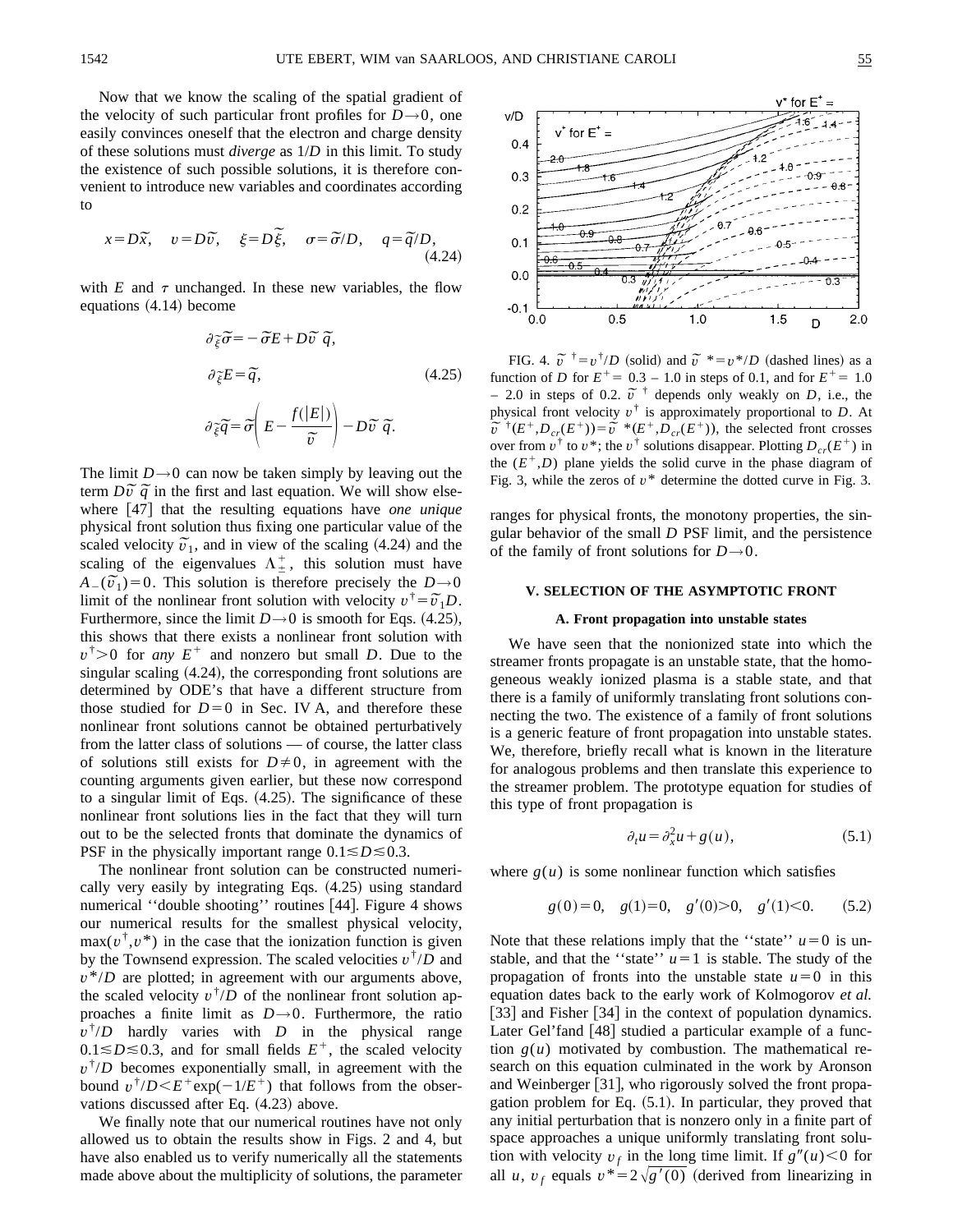Now that we know the scaling of the spatial gradient of the velocity of such particular front profiles for $D \to 0$, one easily convinces oneself that the electron and charge density of these solutions must *diverge* as $1/D$ in this limit. To study the existence of such possible solutions, it is therefore convenient to introduce new variables and coordinates according to

$$x = D\tilde{x}, \quad v = D\tilde{v}, \quad \xi = D\tilde{\xi}, \quad \sigma = \tilde{\sigma}/D, \quad q = \tilde{q}/D, \tag{4.24}$$

with $E$ and $\tau$ unchanged. In these new variables, the flow equations (4.14) become

$$\begin{aligned}
\partial_{\tilde{\xi}} \tilde{\sigma} &= -\tilde{\sigma} E + D \tilde{v}\, \tilde{q}, \\
\partial_{\tilde{\xi}} E &= \tilde{q}, \\
\partial_{\tilde{\xi}} \tilde{q} &= \tilde{\sigma} \left( E - \frac{f(|E|)}{\tilde{v}} \right) - D \tilde{v}\, \tilde{q}.
\end{aligned} \tag{4.25}$$

The limit $D \to 0$ can now be taken simply by leaving out the term $D\tilde{v}\,\tilde{q}$ in the first and last equation. We will show elsewhere [47] that the resulting equations have *one unique* physical front solution thus fixing one particular value of the scaled velocity $\tilde{v}_1$, and in view of the scaling (4.24) and the scaling of the eigenvalues $\Lambda_{\pm}^{+}$, this solution must have $A_-(\tilde{v}_1) = 0$. This solution is therefore precisely the $D \to 0$ limit of the nonlinear front solution with velocity $v^\dagger = \tilde{v}_1 D$. Furthermore, since the limit $D \to 0$ is smooth for Eqs. (4.25), this shows that there exists a nonlinear front solution with $v^\dagger > 0$ for *any* $E^+$ and nonzero but small $D$. Due to the singular scaling (4.24), the corresponding front solutions are determined by ODE's that have a different structure from those studied for $D = 0$ in Sec. IV A, and therefore these nonlinear front solutions cannot be obtained perturbatively from the latter class of solutions — of course, the latter class of solutions still exists for $D \neq 0$, in agreement with the counting arguments given earlier, but these now correspond to a singular limit of Eqs. (4.25). The significance of these nonlinear front solutions lies in the fact that they will turn out to be the selected fronts that dominate the dynamics of PSF in the physically important range $0.1 \lesssim D \lesssim 0.3$.

The nonlinear front solution can be constructed numerically very easily by integrating Eqs. (4.25) using standard numerical "double shooting" routines [44]. Figure 4 shows our numerical results for the smallest physical velocity, $\max(v^\dagger, v^*)$ in the case that the ionization function is given by the Townsend expression. The scaled velocities $v^\dagger/D$ and $v^*/D$ are plotted; in agreement with our arguments above, the scaled velocity $v^\dagger/D$ of the nonlinear front solution approaches a finite limit as $D \to 0$. Furthermore, the ratio $v^\dagger/D$ hardly varies with $D$ in the physical range $0.1 \lesssim D \lesssim 0.3$, and for small fields $E^+$, the scaled velocity $v^\dagger/D$ becomes exponentially small, in agreement with the bound $v^\dagger/D < E^+ \exp(-1/E^+)$ that follows from the observations discussed after Eq. (4.23) above.

We finally note that our numerical routines have not only allowed us to obtain the results show in Figs. 2 and 4, but have also enabled us to verify numerically all the statements made above about the multiplicity of solutions, the parameter ranges for physical fronts, the monotony properties, the singular behavior of the small $D$ PSF limit, and the persistence of the family of front solutions for $D \to 0$.

FIG. 4. $\tilde{v}^{\,\dagger} = v^\dagger/D$ (solid) and $\tilde{v}^{\,*} = v^*/D$ (dashed lines) as a function of $D$ for $E^+ = 0.3 - 1.0$ in steps of 0.1, and for $E^+ = 1.0 - 2.0$ in steps of 0.2. $\tilde{v}^{\,\dagger}$ depends only weakly on $D$, i.e., the physical front velocity $v^\dagger$ is approximately proportional to $D$. At $\tilde{v}^{\,\dagger}(E^+, D_{cr}(E^+)) = \tilde{v}^{\,*}(E^+, D_{cr}(E^+))$, the selected front crosses over from $v^\dagger$ to $v^*$; the $v^\dagger$ solutions disappear. Plotting $D_{cr}(E^+)$ in the $(E^+, D)$ plane yields the solid curve in the phase diagram of Fig. 3, while the zeros of $v^*$ determine the dotted curve in Fig. 3.

## V. SELECTION OF THE ASYMPTOTIC FRONT

### A. Front propagation into unstable states

We have seen that the nonionized state into which the streamer fronts propagate is an unstable state, that the homogeneous weakly ionized plasma is a stable state, and that there is a family of uniformly translating front solutions connecting the two. The existence of a family of front solutions is a generic feature of front propagation into unstable states. We, therefore, briefly recall what is known in the literature for analogous problems and then translate this experience to the streamer problem. The prototype equation for studies of this type of front propagation is

$$\partial_t u = \partial_x^2 u + g(u), \tag{5.1}$$

where $g(u)$ is some nonlinear function which satisfies

$$g(0) = 0, \quad g(1) = 0, \quad g'(0) > 0, \quad g'(1) < 0. \tag{5.2}$$

Note that these relations imply that the "state" $u = 0$ is unstable, and that the "state" $u = 1$ is stable. The study of the propagation of fronts into the unstable state $u = 0$ in this equation dates back to the early work of Kolmogorov *et al.* [33] and Fisher [34] in the context of population dynamics. Later Gel'fand [48] studied a particular example of a function $g(u)$ motivated by combustion. The mathematical research on this equation culminated in the work by Aronson and Weinberger [31], who rigorously solved the front propagation problem for Eq. (5.1). In particular, they proved that any initial perturbation that is nonzero only in a finite part of space approaches a unique uniformly translating front solution with velocity $v_f$ in the long time limit. If $g''(u) < 0$ for all $u$, $v_f$ equals $v^* = 2\sqrt{g'(0)}$ (derived from linearizing in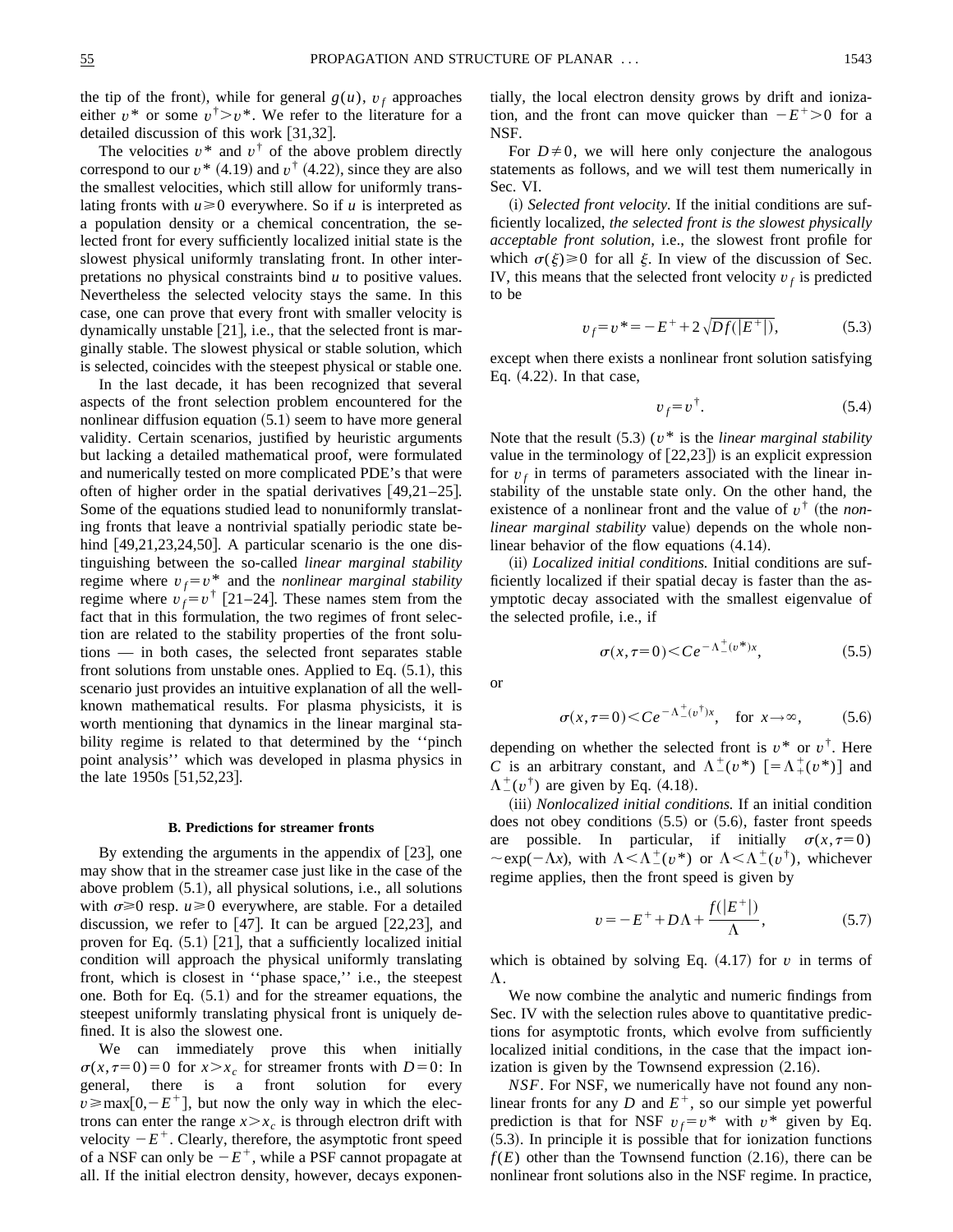the tip of the front), while for general $g(u)$, $v_f$ approaches either $v^*$ or some $v^\dagger > v^*$. We refer to the literature for a detailed discussion of this work [31,32].

The velocities $v^*$ and $v^\dagger$ of the above problem directly correspond to our $v^*$ (4.19) and $v^\dagger$ (4.22), since they are also the smallest velocities, which still allow for uniformly translating fronts with $u \geq 0$ everywhere. So if $u$ is interpreted as a population density or a chemical concentration, the selected front for every sufficiently localized initial state is the slowest physical uniformly translating front. In other interpretations no physical constraints bind $u$ to positive values. Nevertheless the selected velocity stays the same. In this case, one can prove that every front with smaller velocity is dynamically unstable [21], i.e., that the selected front is marginally stable. The slowest physical or stable solution, which is selected, coincides with the steepest physical or stable one.

In the last decade, it has been recognized that several aspects of the front selection problem encountered for the nonlinear diffusion equation (5.1) seem to have more general validity. Certain scenarios, justified by heuristic arguments but lacking a detailed mathematical proof, were formulated and numerically tested on more complicated PDE's that were often of higher order in the spatial derivatives [49,21–25]. Some of the equations studied lead to nonuniformly translating fronts that leave a nontrivial spatially periodic state behind [49,21,23,24,50]. A particular scenario is the one distinguishing between the so-called *linear marginal stability* regime where $v_f = v^*$ and the *nonlinear marginal stability* regime where $v_f = v^\dagger$ [21–24]. These names stem from the fact that in this formulation, the two regimes of front selection are related to the stability properties of the front solutions — in both cases, the selected front separates stable front solutions from unstable ones. Applied to Eq. (5.1), this scenario just provides an intuitive explanation of all the well-known mathematical results. For plasma physicists, it is worth mentioning that dynamics in the linear marginal stability regime is related to that determined by the "pinch point analysis" which was developed in plasma physics in the late 1950s [51,52,23].

### B. Predictions for streamer fronts

By extending the arguments in the appendix of [23], one may show that in the streamer case just like in the case of the above problem (5.1), all physical solutions, i.e., all solutions with $\sigma \geq 0$ resp. $u \geq 0$ everywhere, are stable. For a detailed discussion, we refer to [47]. It can be argued [22,23], and proven for Eq. (5.1) [21], that a sufficiently localized initial condition will approach the physical uniformly translating front, which is closest in "phase space," i.e., the steepest one. Both for Eq. (5.1) and for the streamer equations, the steepest uniformly translating physical front is uniquely defined. It is also the slowest one.

We can immediately prove this when initially $\sigma(x,\tau=0)=0$ for $x > x_c$ for streamer fronts with $D=0$: In general, there is a front solution for every $v \geq \max[0,-E^+]$, but now the only way in which the electrons can enter the range $x > x_c$ is through electron drift with velocity $-E^+$. Clearly, therefore, the asymptotic front speed of a NSF can only be $-E^+$, while a PSF cannot propagate at all. If the initial electron density, however, decays exponentially, the local electron density grows by drift and ionization, and the front can move quicker than $-E^+ > 0$ for a NSF.

For $D \neq 0$, we will here only conjecture the analogous statements as follows, and we will test them numerically in Sec. VI.

(i) *Selected front velocity.* If the initial conditions are sufficiently localized, *the selected front is the slowest physically acceptable front solution*, i.e., the slowest front profile for which $\sigma(\xi) \geq 0$ for all $\xi$. In view of the discussion of Sec. IV, this means that the selected front velocity $v_f$ is predicted to be

$$v_f = v^* = -E^+ + 2\sqrt{Df(|E^+|)}, \tag{5.3}$$

except when there exists a nonlinear front solution satisfying Eq. (4.22). In that case,

$$v_f = v^\dagger. \tag{5.4}$$

Note that the result (5.3) ($v^*$ is the *linear marginal stability* value in the terminology of [22,23]) is an explicit expression for $v_f$ in terms of parameters associated with the linear instability of the unstable state only. On the other hand, the existence of a nonlinear front and the value of $v^\dagger$ (the *nonlinear marginal stability* value) depends on the whole nonlinear behavior of the flow equations (4.14).

(ii) *Localized initial conditions.* Initial conditions are sufficiently localized if their spatial decay is faster than the asymptotic decay associated with the smallest eigenvalue of the selected profile, i.e., if

$$\sigma(x,\tau=0) < Ce^{-\Lambda_-^+(v^*)x}, \tag{5.5}$$

or

$$\sigma(x,\tau=0) < Ce^{-\Lambda_-^+(v^\dagger)x}, \quad \text{for } x \to \infty, \tag{5.6}$$

depending on whether the selected front is $v^*$ or $v^\dagger$. Here $C$ is an arbitrary constant, and $\Lambda_-^+(v^*)$ $[=\Lambda_+^+(v^*)]$ and $\Lambda_-^+(v^\dagger)$ are given by Eq. (4.18).

(iii) *Nonlocalized initial conditions.* If an initial condition does not obey conditions (5.5) or (5.6), faster front speeds are possible. In particular, if initially $\sigma(x,\tau=0) \sim \exp(-\Lambda x)$, with $\Lambda < \Lambda_-^+(v^*)$ or $\Lambda < \Lambda_-^+(v^\dagger)$, whichever regime applies, then the front speed is given by

$$v = -E^+ + D\Lambda + \frac{f(|E^+|)}{\Lambda}, \tag{5.7}$$

which is obtained by solving Eq. (4.17) for $v$ in terms of $\Lambda$.

We now combine the analytic and numeric findings from Sec. IV with the selection rules above to quantitative predictions for asymptotic fronts, which evolve from sufficiently localized initial conditions, in the case that the impact ionization is given by the Townsend expression (2.16).

*NSF*. For NSF, we numerically have not found any nonlinear fronts for any $D$ and $E^+$, so our simple yet powerful prediction is that for NSF $v_f = v^*$ with $v^*$ given by Eq. (5.3). In principle it is possible that for ionization functions $f(E)$ other than the Townsend function (2.16), there can be nonlinear front solutions also in the NSF regime. In practice,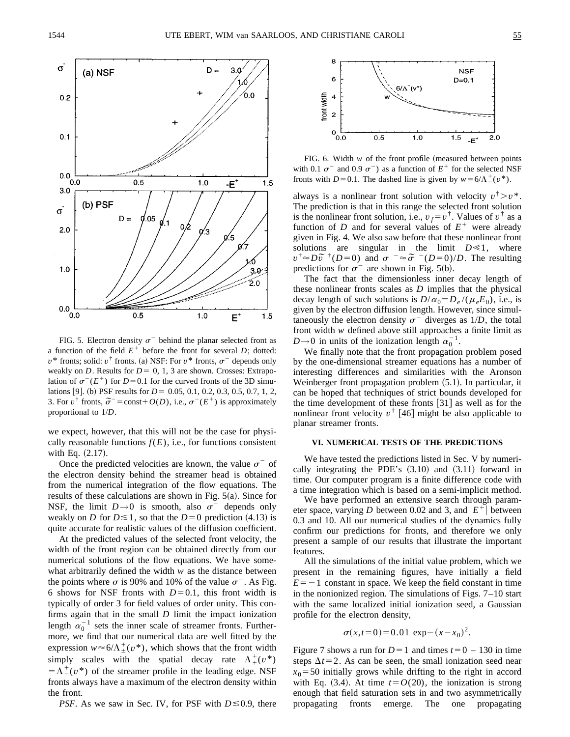FIG. 5. Electron density $\sigma^-$ behind the planar selected front as a function of the field $E^+$ before the front for several $D$; dotted: $v^*$ fronts; solid: $v^\dagger$ fronts. (a) NSF: For $v^*$ fronts, $\sigma^-$ depends only weakly on $D$. Results for $D=$ 0, 1, 3 are shown. Crosses: Extrapolation of $\sigma^-(E^+)$ for $D=0.1$ for the curved fronts of the 3D simulations [9]. (b) PSF results for $D=$ 0.05, 0.1, 0.2, 0.3, 0.5, 0.7, 1, 2, 3. For $v^\dagger$ fronts, $\tilde{\sigma}^- = \text{const} + O(D)$, i.e., $\sigma^-(E^+)$ is approximately proportional to $1/D$.

we expect, however, that this will not be the case for physically reasonable functions $f(E)$, i.e., for functions consistent with Eq. (2.17).

Once the predicted velocities are known, the value $\sigma^-$ of the electron density behind the streamer head is obtained from the numerical integration of the flow equations. The results of these calculations are shown in Fig. 5(a). Since for NSF, the limit $D \to 0$ is smooth, also $\sigma^-$ depends only weakly on $D$ for $D \lesssim 1$, so that the $D=0$ prediction (4.13) is quite accurate for realistic values of the diffusion coefficient.

At the predicted values of the selected front velocity, the width of the front region can be obtained directly from our numerical solutions of the flow equations. We have somewhat arbitrarily defined the width $w$ as the distance between the points where $\sigma$ is 90% and 10% of the value $\sigma^-$. As Fig. 6 shows for NSF fronts with $D=0.1$, this front width is typically of order 3 for field values of order unity. This confirms again that in the small $D$ limit the impact ionization length $\alpha_0^{-1}$ sets the inner scale of streamer fronts. Furthermore, we find that our numerical data are well fitted by the expression $w \approx 6/\Lambda_\pm^+(v^*)$, which shows that the front width simply scales with the spatial decay rate $\Lambda_+^+(v^*) = \Lambda_-^+(v^*)$ of the streamer profile in the leading edge. NSF fronts always have a maximum of the electron density within the front.

*PSF*. As we saw in Sec. IV, for PSF with $D \lesssim 0.9$, there always is a nonlinear front solution with velocity $v^\dagger > v^*$. The prediction is that in this range the selected front solution is the nonlinear front solution, i.e., $v_f = v^\dagger$. Values of $v^\dagger$ as a function of $D$ and for several values of $E^+$ were already given in Fig. 4. We also saw before that these nonlinear front solutions are singular in the limit $D \ll 1$, where $v^\dagger \approx D\tilde{v}^\dagger(D=0)$ and $\sigma^- \approx \tilde{\sigma}^-(D=0)/D$. The resulting predictions for $\sigma^-$ are shown in Fig. 5(b).

FIG. 6. Width $w$ of the front profile (measured between points with 0.1 $\sigma^-$ and 0.9 $\sigma^-$) as a function of $E^+$ for the selected NSF fronts with $D=0.1$. The dashed line is given by $w = 6/\Lambda_-^+(v^*)$.

The fact that the dimensionless inner decay length of these nonlinear fronts scales as $D$ implies that the physical decay length of such solutions is $D/\alpha_0 = D_e/(\mu_e E_0)$, i.e., is given by the electron diffusion length. However, since simultaneously the electron density $\sigma^-$ diverges as $1/D$, the total front width $w$ defined above still approaches a finite limit as $D \to 0$ in units of the ionization length $\alpha_0^{-1}$.

We finally note that the front propagation problem posed by the one-dimensional streamer equations has a number of interesting differences and similarities with the Aronson Weinberger front propagation problem (5.1). In particular, it can be hoped that techniques of strict bounds developed for the time development of these fronts [31] as well as for the nonlinear front velocity $v^\dagger$ [46] might be also applicable to planar streamer fronts.

## VI. NUMERICAL TESTS OF THE PREDICTIONS

We have tested the predictions listed in Sec. V by numerically integrating the PDE's (3.10) and (3.11) forward in time. Our computer program is a finite difference code with a time integration which is based on a semi-implicit method.

We have performed an extensive search through parameter space, varying $D$ between 0.02 and 3, and $|E^+|$ between 0.3 and 10. All our numerical studies of the dynamics fully confirm our predictions for fronts, and therefore we only present a sample of our results that illustrate the important features.

All the simulations of the initial value problem, which we present in the remaining figures, have initially a field $E=-1$ constant in space. We keep the field constant in time in the nonionized region. The simulations of Figs. 7–10 start with the same localized initial ionization seed, a Gaussian profile for the electron density,

$$\sigma(x,t=0) = 0.01 \ \exp-(x-x_0)^2.$$

Figure 7 shows a run for $D=1$ and times $t=0$ – 130 in time steps $\Delta t=2$. As can be seen, the small ionization seed near $x_0=50$ initially grows while drifting to the right in accord with Eq. (3.4). At time $t=O(20)$, the ionization is strong enough that field saturation sets in and two asymmetrically propagating fronts emerge. The one propagating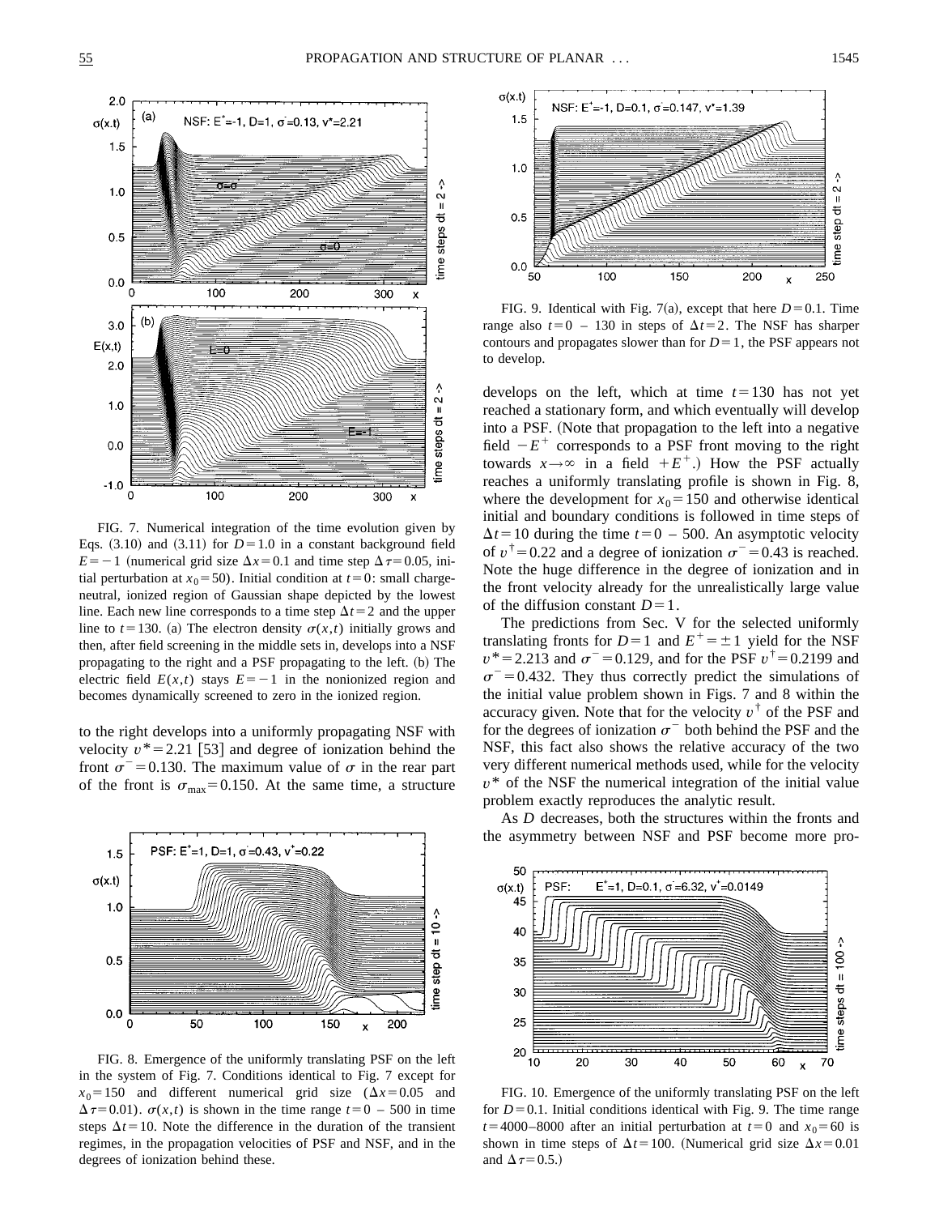FIG. 7. Numerical integration of the time evolution given by Eqs. (3.10) and (3.11) for $D=1.0$ in a constant background field $E=-1$ (numerical grid size $\Delta x=0.1$ and time step $\Delta\tau=0.05$, initial perturbation at $x_0=50$). Initial condition at $t=0$: small charge-neutral, ionized region of Gaussian shape depicted by the lowest line. Each new line corresponds to a time step $\Delta t=2$ and the upper line to $t=130$. (a) The electron density $\sigma(x,t)$ initially grows and then, after field screening in the middle sets in, develops into a NSF propagating to the right and a PSF propagating to the left. (b) The electric field $E(x,t)$ stays $E=-1$ in the nonionized region and becomes dynamically screened to zero in the ionized region.

to the right develops into a uniformly propagating NSF with velocity $v^*=2.21$ [53] and degree of ionization behind the front $\sigma^-=0.130$. The maximum value of $\sigma$ in the rear part of the front is $\sigma_{\max}=0.150$. At the same time, a structure develops on the left, which at time $t=130$ has not yet reached a stationary form, and which eventually will develop into a PSF. (Note that propagation to the left into a negative field $-E^+$ corresponds to a PSF front moving to the right towards $x\to\infty$ in a field $+E^+$.) How the PSF actually reaches a uniformly translating profile is shown in Fig. 8, where the development for $x_0=150$ and otherwise identical initial and boundary conditions is followed in time steps of $\Delta t=10$ during the time $t=0$ – 500. An asymptotic velocity of $v^\dagger=0.22$ and a degree of ionization $\sigma^-=0.43$ is reached. Note the huge difference in the degree of ionization and in the front velocity already for the unrealistically large value of the diffusion constant $D=1$.

The predictions from Sec. V for the selected uniformly translating fronts for $D=1$ and $E^+=\pm 1$ yield for the NSF $v^*=2.213$ and $\sigma^-=0.129$, and for the PSF $v^\dagger=0.2199$ and $\sigma^-=0.432$. They thus correctly predict the simulations of the initial value problem shown in Figs. 7 and 8 within the accuracy given. Note that for the velocity $v^\dagger$ of the PSF and for the degrees of ionization $\sigma^-$ both behind the PSF and the NSF, this fact also shows the relative accuracy of the two very different numerical methods used, while for the velocity $v^*$ of the NSF the numerical integration of the initial value problem exactly reproduces the analytic result.

As $D$ decreases, both the structures within the fronts and the asymmetry between NSF and PSF become more pro-

FIG. 8. Emergence of the uniformly translating PSF on the left in the system of Fig. 7. Conditions identical to Fig. 7 except for $x_0=150$ and different numerical grid size ($\Delta x=0.05$ and $\Delta\tau=0.01$). $\sigma(x,t)$ is shown in the time range $t=0$ – 500 in time steps $\Delta t=10$. Note the difference in the duration of the transient regimes, in the propagation velocities of PSF and NSF, and in the degrees of ionization behind these.

FIG. 9. Identical with Fig. 7(a), except that here $D=0.1$. Time range also $t=0$ – 130 in steps of $\Delta t=2$. The NSF has sharper contours and propagates slower than for $D=1$, the PSF appears not to develop.

FIG. 10. Emergence of the uniformly translating PSF on the left for $D=0.1$. Initial conditions identical with Fig. 9. The time range $t=4000$–8000 after an initial perturbation at $t=0$ and $x_0=60$ is shown in time steps of $\Delta t=100$. (Numerical grid size $\Delta x=0.01$ and $\Delta\tau=0.5$.)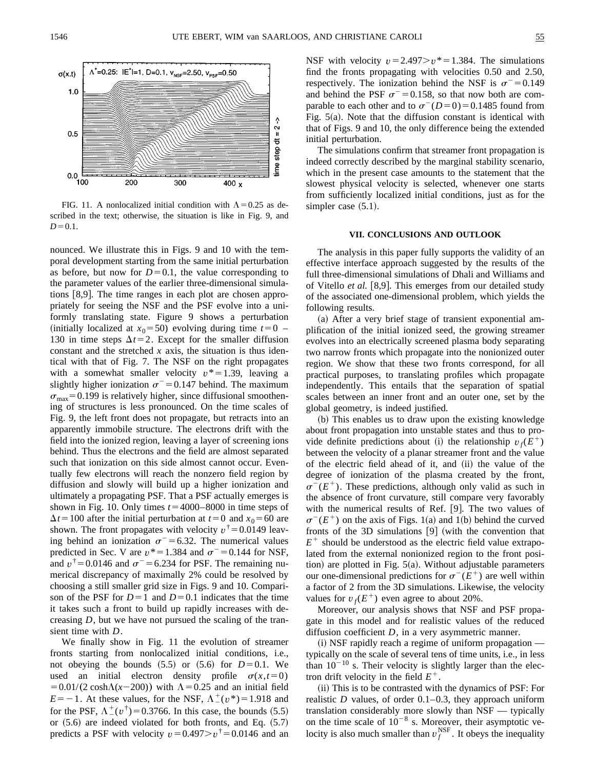FIG. 11. A nonlocalized initial condition with $\Lambda=0.25$ as described in the text; otherwise, the situation is like in Fig. 9, and $D=0.1$.

nounced. We illustrate this in Figs. 9 and 10 with the temporal development starting from the same initial perturbation as before, but now for $D=0.1$, the value corresponding to the parameter values of the earlier three-dimensional simulations [8,9]. The time ranges in each plot are chosen appropriately for seeing the NSF and the PSF evolve into a uniformly translating state. Figure 9 shows a perturbation (initially localized at $x_0=50$) evolving during time $t=0$ – 130 in time steps $\Delta t=2$. Except for the smaller diffusion constant and the stretched $x$ axis, the situation is thus identical with that of Fig. 7. The NSF on the right propagates with a somewhat smaller velocity $v^*=1.39$, leaving a slightly higher ionization $\sigma^-=0.147$ behind. The maximum $\sigma_{max}=0.199$ is relatively higher, since diffusional smoothening of structures is less pronounced. On the time scales of Fig. 9, the left front does not propagate, but retracts into an apparently immobile structure. The electrons drift with the field into the ionized region, leaving a layer of screening ions behind. Thus the electrons and the field are almost separated such that ionization on this side almost cannot occur. Eventually few electrons will reach the nonzero field region by diffusion and slowly will build up a higher ionization and ultimately a propagating PSF. That a PSF actually emerges is shown in Fig. 10. Only times $t=4000$–$8000$ in time steps of $\Delta t=100$ after the initial perturbation at $t=0$ and $x_0=60$ are shown. The front propagates with velocity $v^\dagger=0.0149$ leaving behind an ionization $\sigma^-=6.32$. The numerical values predicted in Sec. V are $v^*=1.384$ and $\sigma^-=0.144$ for NSF, and $v^\dagger=0.0146$ and $\sigma^-=6.234$ for PSF. The remaining numerical discrepancy of maximally 2% could be resolved by choosing a still smaller grid size in Figs. 9 and 10. Comparison of the PSF for $D=1$ and $D=0.1$ indicates that the time it takes such a front to build up rapidly increases with decreasing $D$, but we have not pursued the scaling of the transient time with $D$.

We finally show in Fig. 11 the evolution of streamer fronts starting from nonlocalized initial conditions, i.e., not obeying the bounds (5.5) or (5.6) for $D=0.1$. We used an initial electron density profile $\sigma(x,t=0)=0.01/(2\cosh\Lambda(x-200))$ with $\Lambda=0.25$ and an initial field $E=-1$. At these values, for the NSF, $\Lambda_-^+(v^*)=1.918$ and for the PSF, $\Lambda_-^+(v^\dagger)=0.3766$. In this case, the bounds (5.5) or (5.6) are indeed violated for both fronts, and Eq. (5.7) predicts a PSF with velocity $v=0.497>v^\dagger=0.0146$ and an NSF with velocity $v=2.497>v^*=1.384$. The simulations find the fronts propagating with velocities 0.50 and 2.50, respectively. The ionization behind the NSF is $\sigma^-=0.149$ and behind the PSF $\sigma^-=0.158$, so that now both are comparable to each other and to $\sigma^-(D=0)=0.1485$ found from Fig. 5(a). Note that the diffusion constant is identical with that of Figs. 9 and 10, the only difference being the extended initial perturbation.

The simulations confirm that streamer front propagation is indeed correctly described by the marginal stability scenario, which in the present case amounts to the statement that the slowest physical velocity is selected, whenever one starts from sufficiently localized initial conditions, just as for the simpler case (5.1).

## VII. CONCLUSIONS AND OUTLOOK

The analysis in this paper fully supports the validity of an effective interface approach suggested by the results of the full three-dimensional simulations of Dhali and Williams and of Vitello *et al.* [8,9]. This emerges from our detailed study of the associated one-dimensional problem, which yields the following results.

(a) After a very brief stage of transient exponential amplification of the initial ionized seed, the growing streamer evolves into an electrically screened plasma body separating two narrow fronts which propagate into the nonionized outer region. We show that these two fronts correspond, for all practical purposes, to translating profiles which propagate independently. This entails that the separation of spatial scales between an inner front and an outer one, set by the global geometry, is indeed justified.

(b) This enables us to draw upon the existing knowledge about front propagation into unstable states and thus to provide definite predictions about (i) the relationship $v_f(E^+)$ between the velocity of a planar streamer front and the value of the electric field ahead of it, and (ii) the value of the degree of ionization of the plasma created by the front, $\sigma^-(E^+)$. These predictions, although only valid as such in the absence of front curvature, still compare very favorably with the numerical results of Ref. [9]. The two values of $\sigma^-(E^+)$ on the axis of Figs. 1(a) and 1(b) behind the curved fronts of the 3D simulations [9] (with the convention that $E^+$ should be understood as the electric field value extrapolated from the external nonionized region to the front position) are plotted in Fig. 5(a). Without adjustable parameters our one-dimensional predictions for $\sigma^-(E^+)$ are well within a factor of 2 from the 3D simulations. Likewise, the velocity values for $v_f(E^+)$ even agree to about 20%.

Moreover, our analysis shows that NSF and PSF propagate in this model and for realistic values of the reduced diffusion coefficient $D$, in a very asymmetric manner.

(i) NSF rapidly reach a regime of uniform propagation — typically on the scale of several tens of time units, i.e., in less than $10^{-10}$ s. Their velocity is slightly larger than the electron drift velocity in the field $E^+$.

(ii) This is to be contrasted with the dynamics of PSF: For realistic $D$ values, of order 0.1–0.3, they approach uniform translation considerably more slowly than NSF — typically on the time scale of $10^{-8}$ s. Moreover, their asymptotic velocity is also much smaller than $v_f^{NSF}$. It obeys the inequality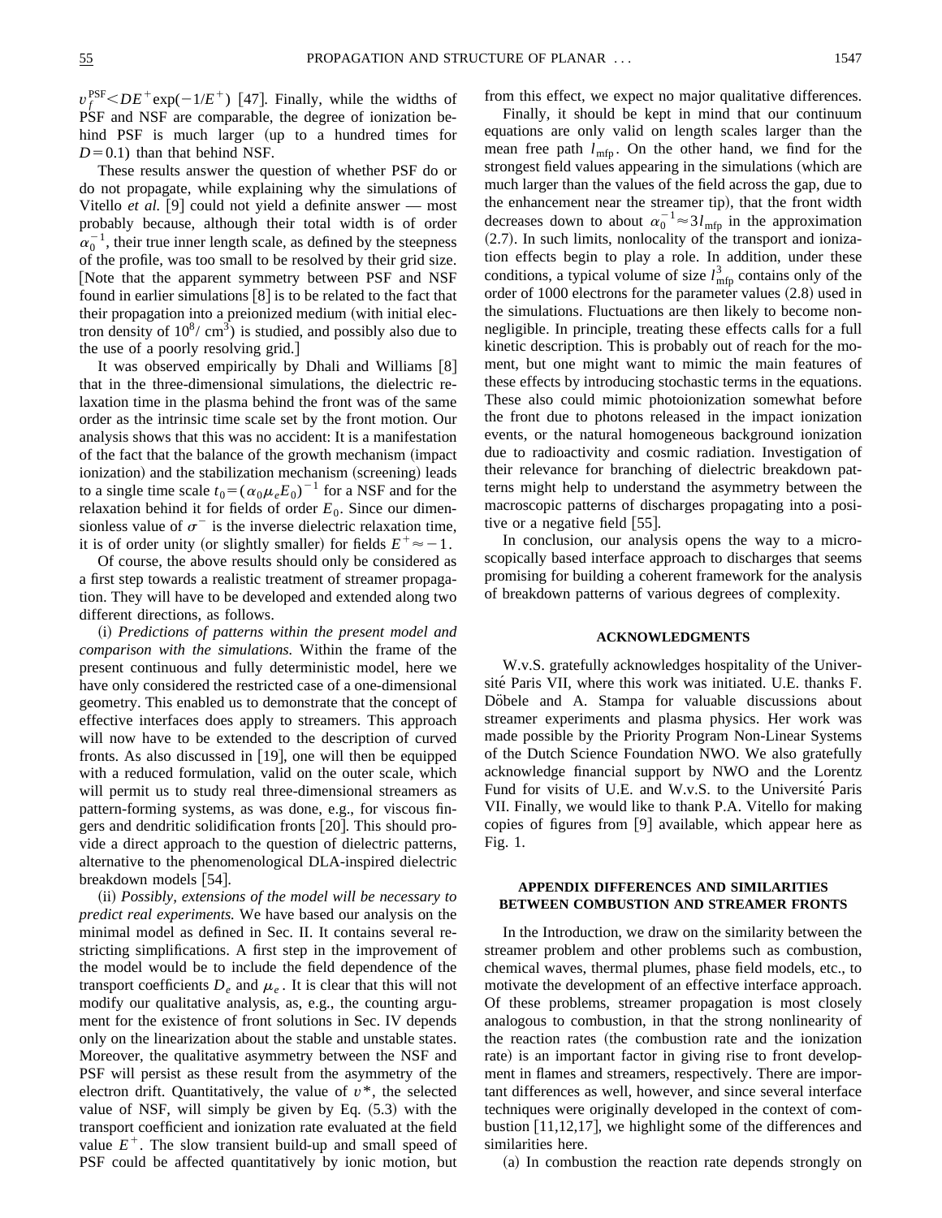$v_f^{\rm PSF} < DE^+ \exp(-1/E^+)$ [47]. Finally, while the widths of PSF and NSF are comparable, the degree of ionization behind PSF is much larger (up to a hundred times for $D=0.1$) than that behind NSF.

These results answer the question of whether PSF do or do not propagate, while explaining why the simulations of Vitello *et al.* [9] could not yield a definite answer — most probably because, although their total width is of order $\alpha_0^{-1}$, their true inner length scale, as defined by the steepness of the profile, was too small to be resolved by their grid size. [Note that the apparent symmetry between PSF and NSF found in earlier simulations [8] is to be related to the fact that their propagation into a preionized medium (with initial electron density of $10^8/\,{\rm cm}^3$) is studied, and possibly also due to the use of a poorly resolving grid.]

It was observed empirically by Dhali and Williams [8] that in the three-dimensional simulations, the dielectric relaxation time in the plasma behind the front was of the same order as the intrinsic time scale set by the front motion. Our analysis shows that this was no accident: It is a manifestation of the fact that the balance of the growth mechanism (impact ionization) and the stabilization mechanism (screening) leads to a single time scale $t_0 = (\alpha_0 \mu_e E_0)^{-1}$ for a NSF and for the relaxation behind it for fields of order $E_0$. Since our dimensionless value of $\sigma^-$ is the inverse dielectric relaxation time, it is of order unity (or slightly smaller) for fields $E^+ \approx -1$.

Of course, the above results should only be considered as a first step towards a realistic treatment of streamer propagation. They will have to be developed and extended along two different directions, as follows.

(i) *Predictions of patterns within the present model and comparison with the simulations.* Within the frame of the present continuous and fully deterministic model, here we have only considered the restricted case of a one-dimensional geometry. This enabled us to demonstrate that the concept of effective interfaces does apply to streamers. This approach will now have to be extended to the description of curved fronts. As also discussed in [19], one will then be equipped with a reduced formulation, valid on the outer scale, which will permit us to study real three-dimensional streamers as pattern-forming systems, as was done, e.g., for viscous fingers and dendritic solidification fronts [20]. This should provide a direct approach to the question of dielectric patterns, alternative to the phenomenological DLA-inspired dielectric breakdown models [54].

(ii) *Possibly, extensions of the model will be necessary to predict real experiments.* We have based our analysis on the minimal model as defined in Sec. II. It contains several restricting simplifications. A first step in the improvement of the model would be to include the field dependence of the transport coefficients $D_e$ and $\mu_e$. It is clear that this will not modify our qualitative analysis, as, e.g., the counting argument for the existence of front solutions in Sec. IV depends only on the linearization about the stable and unstable states. Moreover, the qualitative asymmetry between the NSF and PSF will persist as these result from the asymmetry of the electron drift. Quantitatively, the value of $v^*$, the selected value of NSF, will simply be given by Eq. (5.3) with the transport coefficient and ionization rate evaluated at the field value $E^+$. The slow transient build-up and small speed of PSF could be affected quantitatively by ionic motion, but from this effect, we expect no major qualitative differences.

Finally, it should be kept in mind that our continuum equations are only valid on length scales larger than the mean free path $l_{\rm mfp}$. On the other hand, we find for the strongest field values appearing in the simulations (which are much larger than the values of the field across the gap, due to the enhancement near the streamer tip), that the front width decreases down to about $\alpha_0^{-1} \approx 3 l_{\rm mfp}$ in the approximation (2.7). In such limits, nonlocality of the transport and ionization effects begin to play a role. In addition, under these conditions, a typical volume of size $l_{\rm mfp}^3$ contains only of the order of 1000 electrons for the parameter values (2.8) used in the simulations. Fluctuations are then likely to become nonnegligible. In principle, treating these effects calls for a full kinetic description. This is probably out of reach for the moment, but one might want to mimic the main features of these effects by introducing stochastic terms in the equations. These also could mimic photoionization somewhat before the front due to photons released in the impact ionization events, or the natural homogeneous background ionization due to radioactivity and cosmic radiation. Investigation of their relevance for branching of dielectric breakdown patterns might help to understand the asymmetry between the macroscopic patterns of discharges propagating into a positive or a negative field [55].

In conclusion, our analysis opens the way to a microscopically based interface approach to discharges that seems promising for building a coherent framework for the analysis of breakdown patterns of various degrees of complexity.

## ACKNOWLEDGMENTS

W.v.S. gratefully acknowledges hospitality of the Université Paris VII, where this work was initiated. U.E. thanks F. Döbele and A. Stampa for valuable discussions about streamer experiments and plasma physics. Her work was made possible by the Priority Program Non-Linear Systems of the Dutch Science Foundation NWO. We also gratefully acknowledge financial support by NWO and the Lorentz Fund for visits of U.E. and W.v.S. to the Université Paris VII. Finally, we would like to thank P.A. Vitello for making copies of figures from [9] available, which appear here as Fig. 1.

## APPENDIX DIFFERENCES AND SIMILARITIES BETWEEN COMBUSTION AND STREAMER FRONTS

In the Introduction, we draw on the similarity between the streamer problem and other problems such as combustion, chemical waves, thermal plumes, phase field models, etc., to motivate the development of an effective interface approach. Of these problems, streamer propagation is most closely analogous to combustion, in that the strong nonlinearity of the reaction rates (the combustion rate and the ionization rate) is an important factor in giving rise to front development in flames and streamers, respectively. There are important differences as well, however, and since several interface techniques were originally developed in the context of combustion [11,12,17], we highlight some of the differences and similarities here.

(a) In combustion the reaction rate depends strongly on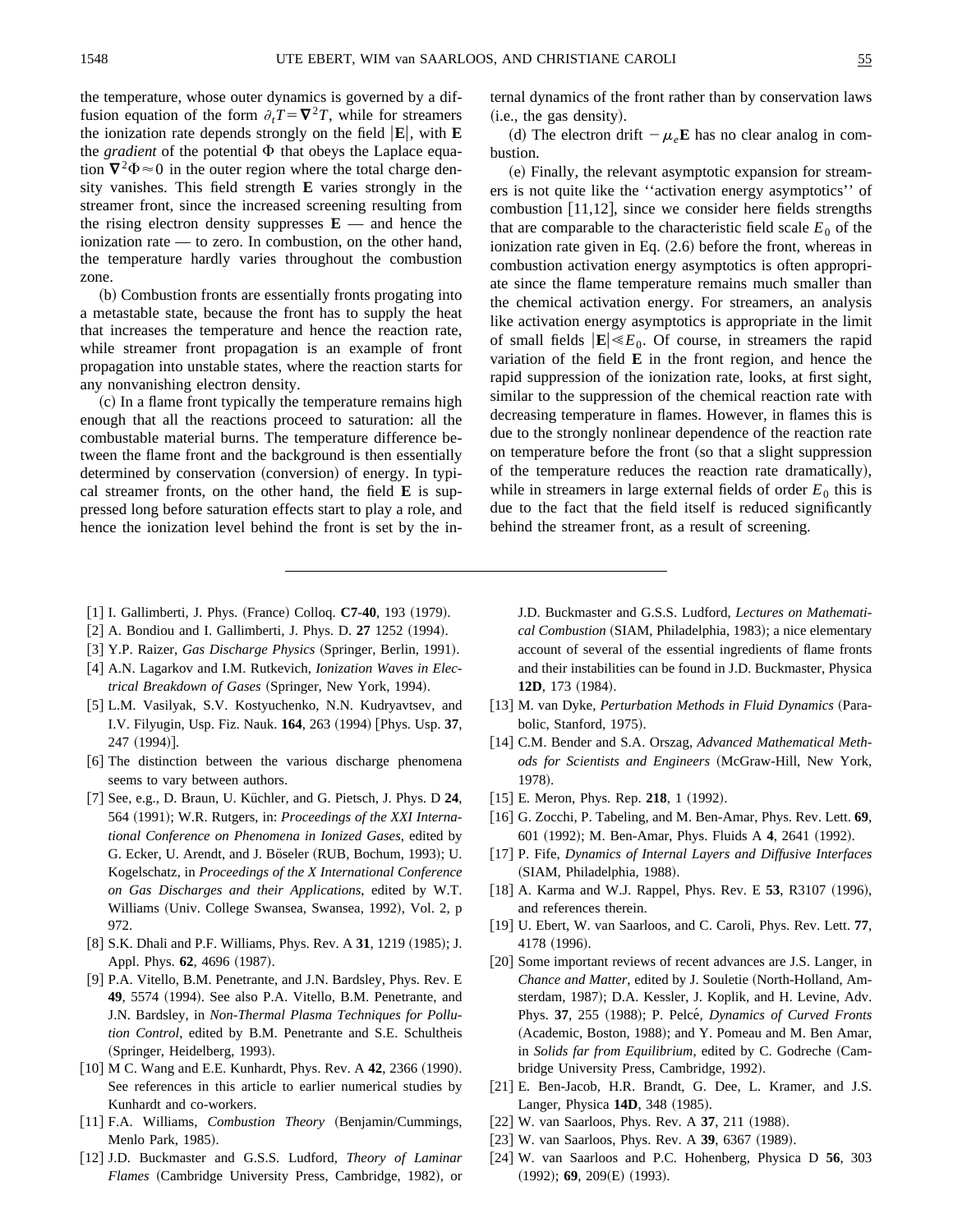the temperature, whose outer dynamics is governed by a diffusion equation of the form $\partial_t T = \nabla^2 T$, while for streamers the ionization rate depends strongly on the field $|\mathbf{E}|$, with $\mathbf{E}$ the *gradient* of the potential $\Phi$ that obeys the Laplace equation $\nabla^2 \Phi \approx 0$ in the outer region where the total charge density vanishes. This field strength $\mathbf{E}$ varies strongly in the streamer front, since the increased screening resulting from the rising electron density suppresses $\mathbf{E}$ — and hence the ionization rate — to zero. In combustion, on the other hand, the temperature hardly varies throughout the combustion zone.

(b) Combustion fronts are essentially fronts progating into a metastable state, because the front has to supply the heat that increases the temperature and hence the reaction rate, while streamer front propagation is an example of front propagation into unstable states, where the reaction starts for any nonvanishing electron density.

(c) In a flame front typically the temperature remains high enough that all the reactions proceed to saturation: all the combustable material burns. The temperature difference between the flame front and the background is then essentially determined by conservation (conversion) of energy. In typical streamer fronts, on the other hand, the field $\mathbf{E}$ is suppressed long before saturation effects start to play a role, and hence the ionization level behind the front is set by the internal dynamics of the front rather than by conservation laws (i.e., the gas density).

(d) The electron drift $-\mu_e \mathbf{E}$ has no clear analog in combustion.

(e) Finally, the relevant asymptotic expansion for streamers is not quite like the "activation energy asymptotics" of combustion [11,12], since we consider here fields strengths that are comparable to the characteristic field scale $E_0$ of the ionization rate given in Eq. (2.6) before the front, whereas in combustion activation energy asymptotics is often appropriate since the flame temperature remains much smaller than the chemical activation energy. For streamers, an analysis like activation energy asymptotics is appropriate in the limit of small fields $|\mathbf{E}| \ll E_0$. Of course, in streamers the rapid variation of the field $\mathbf{E}$ in the front region, and hence the rapid suppression of the ionization rate, looks, at first sight, similar to the suppression of the chemical reaction rate with decreasing temperature in flames. However, in flames this is due to the strongly nonlinear dependence of the reaction rate on temperature before the front (so that a slight suppression of the temperature reduces the reaction rate dramatically), while in streamers in large external fields of order $E_0$ this is due to the fact that the field itself is reduced significantly behind the streamer front, as a result of screening.

---

[1] I. Gallimberti, J. Phys. (France) Colloq. **C7-40**, 193 (1979).

[2] A. Bondiou and I. Gallimberti, J. Phys. D. **27** 1252 (1994).

[3] Y.P. Raizer, *Gas Discharge Physics* (Springer, Berlin, 1991).

[4] A.N. Lagarkov and I.M. Rutkevich, *Ionization Waves in Electrical Breakdown of Gases* (Springer, New York, 1994).

[5] L.M. Vasilyak, S.V. Kostyuchenko, N.N. Kudryavtsev, and I.V. Filyugin, Usp. Fiz. Nauk. **164**, 263 (1994) [Phys. Usp. **37**, 247 (1994)].

[6] The distinction between the various discharge phenomena seems to vary between authors.

[7] See, e.g., D. Braun, U. Küchler, and G. Pietsch, J. Phys. D **24**, 564 (1991); W.R. Rutgers, in: *Proceedings of the XXI International Conference on Phenomena in Ionized Gases*, edited by G. Ecker, U. Arendt, and J. Böseler (RUB, Bochum, 1993); U. Kogelschatz, in *Proceedings of the X International Conference on Gas Discharges and their Applications*, edited by W.T. Williams (Univ. College Swansea, Swansea, 1992), Vol. 2, p 972.

[8] S.K. Dhali and P.F. Williams, Phys. Rev. A **31**, 1219 (1985); J. Appl. Phys. **62**, 4696 (1987).

[9] P.A. Vitello, B.M. Penetrante, and J.N. Bardsley, Phys. Rev. E **49**, 5574 (1994). See also P.A. Vitello, B.M. Penetrante, and J.N. Bardsley, in *Non-Thermal Plasma Techniques for Pollution Control*, edited by B.M. Penetrante and S.E. Schultheis (Springer, Heidelberg, 1993).

[10] M C. Wang and E.E. Kunhardt, Phys. Rev. A **42**, 2366 (1990). See references in this article to earlier numerical studies by Kunhardt and co-workers.

[11] F.A. Williams, *Combustion Theory* (Benjamin/Cummings, Menlo Park, 1985).

[12] J.D. Buckmaster and G.S.S. Ludford, *Theory of Laminar Flames* (Cambridge University Press, Cambridge, 1982), or J.D. Buckmaster and G.S.S. Ludford, *Lectures on Mathematical Combustion* (SIAM, Philadelphia, 1983); a nice elementary account of several of the essential ingredients of flame fronts and their instabilities can be found in J.D. Buckmaster, Physica **12D**, 173 (1984).

[13] M. van Dyke, *Perturbation Methods in Fluid Dynamics* (Parabolic, Stanford, 1975).

[14] C.M. Bender and S.A. Orszag, *Advanced Mathematical Methods for Scientists and Engineers* (McGraw-Hill, New York, 1978).

[15] E. Meron, Phys. Rep. **218**, 1 (1992).

[16] G. Zocchi, P. Tabeling, and M. Ben-Amar, Phys. Rev. Lett. **69**, 601 (1992); M. Ben-Amar, Phys. Fluids A **4**, 2641 (1992).

[17] P. Fife, *Dynamics of Internal Layers and Diffusive Interfaces* (SIAM, Philadelphia, 1988).

[18] A. Karma and W.J. Rappel, Phys. Rev. E **53**, R3107 (1996), and references therein.

[19] U. Ebert, W. van Saarloos, and C. Caroli, Phys. Rev. Lett. **77**, 4178 (1996).

[20] Some important reviews of recent advances are J.S. Langer, in *Chance and Matter*, edited by J. Souletie (North-Holland, Amsterdam, 1987); D.A. Kessler, J. Koplik, and H. Levine, Adv. Phys. **37**, 255 (1988); P. Pelcé, *Dynamics of Curved Fronts* (Academic, Boston, 1988); and Y. Pomeau and M. Ben Amar, in *Solids far from Equilibrium*, edited by C. Godreche (Cambridge University Press, Cambridge, 1992).

[21] E. Ben-Jacob, H.R. Brandt, G. Dee, L. Kramer, and J.S. Langer, Physica **14D**, 348 (1985).

[22] W. van Saarloos, Phys. Rev. A **37**, 211 (1988).

[23] W. van Saarloos, Phys. Rev. A **39**, 6367 (1989).

[24] W. van Saarloos and P.C. Hohenberg, Physica D **56**, 303 (1992); **69**, 209(E) (1993).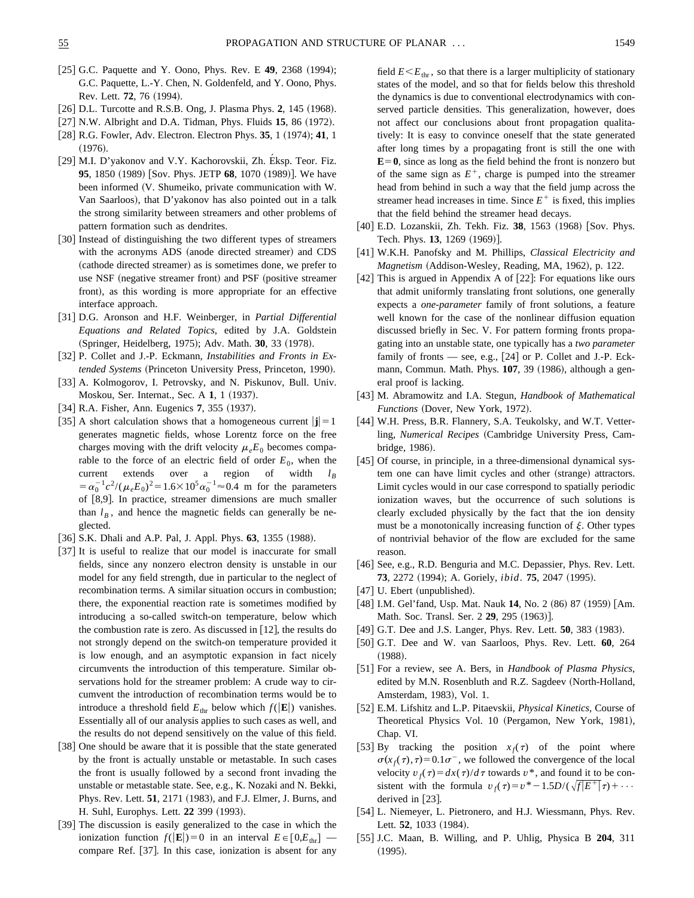[25] G.C. Paquette and Y. Oono, Phys. Rev. E **49**, 2368 (1994); G.C. Paquette, L.-Y. Chen, N. Goldenfeld, and Y. Oono, Phys. Rev. Lett. **72**, 76 (1994).

[26] D.L. Turcotte and R.S.B. Ong, J. Plasma Phys. **2**, 145 (1968).

[27] N.W. Albright and D.A. Tidman, Phys. Fluids **15**, 86 (1972).

[28] R.G. Fowler, Adv. Electron. Electron Phys. **35**, 1 (1974); **41**, 1 (1976).

[29] M.I. D'yakonov and V.Y. Kachorovskii, Zh. Éksp. Teor. Fiz. **95**, 1850 (1989) [Sov. Phys. JETP **68**, 1070 (1989)]. We have been informed (V. Shumeiko, private communication with W. Van Saarloos), that D'yakonov has also pointed out in a talk the strong similarity between streamers and other problems of pattern formation such as dendrites.

[30] Instead of distinguishing the two different types of streamers with the acronyms ADS (anode directed streamer) and CDS (cathode directed streamer) as is sometimes done, we prefer to use NSF (negative streamer front) and PSF (positive streamer front), as this wording is more appropriate for an effective interface approach.

[31] D.G. Aronson and H.F. Weinberger, in *Partial Differential Equations and Related Topics*, edited by J.A. Goldstein (Springer, Heidelberg, 1975); Adv. Math. **30**, 33 (1978).

[32] P. Collet and J.-P. Eckmann, *Instabilities and Fronts in Extended Systems* (Princeton University Press, Princeton, 1990).

[33] A. Kolmogorov, I. Petrovsky, and N. Piskunov, Bull. Univ. Moskou, Ser. Internat., Sec. A **1**, 1 (1937).

[34] R.A. Fisher, Ann. Eugenics **7**, 355 (1937).

[35] A short calculation shows that a homogeneous current $|\mathbf{j}|=1$ generates magnetic fields, whose Lorentz force on the free charges moving with the drift velocity $\mu_e E_0$ becomes comparable to the force of an electric field of order $E_0$, when the current extends over a region of width $l_B = \alpha_0^{-1}c^2/(\mu_e E_0)^2 = 1.6\times 10^5 \alpha_0^{-1} \approx 0.4$ m for the parameters of [8,9]. In practice, streamer dimensions are much smaller than $l_B$, and hence the magnetic fields can generally be neglected.

[36] S.K. Dhali and A.P. Pal, J. Appl. Phys. **63**, 1355 (1988).

[37] It is useful to realize that our model is inaccurate for small fields, since any nonzero electron density is unstable in our model for any field strength, due in particular to the neglect of recombination terms. A similar situation occurs in combustion; there, the exponential reaction rate is sometimes modified by introducing a so-called switch-on temperature, below which the combustion rate is zero. As discussed in [12], the results do not strongly depend on the switch-on temperature provided it is low enough, and an asymptotic expansion in fact nicely circumvents the introduction of this temperature. Similar observations hold for the streamer problem: A crude way to circumvent the introduction of recombination terms would be to introduce a threshold field $E_{\rm thr}$ below which $f(|\mathbf{E}|)$ vanishes. Essentially all of our analysis applies to such cases as well, and the results do not depend sensitively on the value of this field.

[38] One should be aware that it is possible that the state generated by the front is actually unstable or metastable. In such cases the front is usually followed by a second front invading the unstable or metastable state. See, e.g., K. Nozaki and N. Bekki, Phys. Rev. Lett. **51**, 2171 (1983), and F.J. Elmer, J. Burns, and H. Suhl, Europhys. Lett. **22** 399 (1993).

[39] The discussion is easily generalized to the case in which the ionization function $f(|\mathbf{E}|)=0$ in an interval $E\in[0,E_{\rm thr}]$ — compare Ref. [37]. In this case, ionization is absent for any field $E<E_{\rm thr}$, so that there is a larger multiplicity of stationary states of the model, and so that for fields below this threshold the dynamics is due to conventional electrodynamics with conserved particle densities. This generalization, however, does not affect our conclusions about front propagation qualitatively: It is easy to convince oneself that the state generated after long times by a propagating front is still the one with $\mathbf{E}=\mathbf{0}$, since as long as the field behind the front is nonzero but of the same sign as $E^+$, charge is pumped into the streamer head from behind in such a way that the field jump across the streamer head increases in time. Since $E^+$ is fixed, this implies that the field behind the streamer head decays.

[40] E.D. Lozanskii, Zh. Tekh. Fiz. **38**, 1563 (1968) [Sov. Phys. Tech. Phys. **13**, 1269 (1969)].

[41] W.K.H. Panofsky and M. Phillips, *Classical Electricity and Magnetism* (Addison-Wesley, Reading, MA, 1962), p. 122.

[42] This is argued in Appendix A of [22]: For equations like ours that admit uniformly translating front solutions, one generally expects a *one-parameter* family of front solutions, a feature well known for the case of the nonlinear diffusion equation discussed briefly in Sec. V. For pattern forming fronts propagating into an unstable state, one typically has a *two parameter* family of fronts — see, e.g., [24] or P. Collet and J.-P. Eckmann, Commun. Math. Phys. **107**, 39 (1986), although a general proof is lacking.

[43] M. Abramowitz and I.A. Stegun, *Handbook of Mathematical Functions* (Dover, New York, 1972).

[44] W.H. Press, B.R. Flannery, S.A. Teukolsky, and W.T. Vetterling, *Numerical Recipes* (Cambridge University Press, Cambridge, 1986).

[45] Of course, in principle, in a three-dimensional dynamical system one can have limit cycles and other (strange) attractors. Limit cycles would in our case correspond to spatially periodic ionization waves, but the occurrence of such solutions is clearly excluded physically by the fact that the ion density must be a monotonically increasing function of $\xi$. Other types of nontrivial behavior of the flow are excluded for the same reason.

[46] See, e.g., R.D. Benguria and M.C. Depassier, Phys. Rev. Lett. **73**, 2272 (1994); A. Goriely, *ibid.* **75**, 2047 (1995).

[47] U. Ebert (unpublished).

[48] I.M. Gel'fand, Usp. Mat. Nauk **14**, No. 2 (86) 87 (1959) [Am. Math. Soc. Transl. Ser. 2 **29**, 295 (1963)].

[49] G.T. Dee and J.S. Langer, Phys. Rev. Lett. **50**, 383 (1983).

[50] G.T. Dee and W. van Saarloos, Phys. Rev. Lett. **60**, 264 (1988).

[51] For a review, see A. Bers, in *Handbook of Plasma Physics*, edited by M.N. Rosenbluth and R.Z. Sagdeev (North-Holland, Amsterdam, 1983), Vol. 1.

[52] E.M. Lifshitz and L.P. Pitaevskii, *Physical Kinetics*, Course of Theoretical Physics Vol. 10 (Pergamon, New York, 1981), Chap. VI.

[53] By tracking the position $x_f(\tau)$ of the point where $\sigma(x_f(\tau),\tau)=0.1\sigma^-$, we followed the convergence of the local velocity $v_f(\tau)=dx(\tau)/d\tau$ towards $v^*$, and found it to be consistent with the formula $v_f(\tau)=v^*-1.5D/(\sqrt{f|E^+|}\tau)+\cdots$ derived in [23].

[54] L. Niemeyer, L. Pietronero, and H.J. Wiessmann, Phys. Rev. Lett. **52**, 1033 (1984).

[55] J.C. Maan, B. Willing, and P. Uhlig, Physica B **204**, 311 (1995).